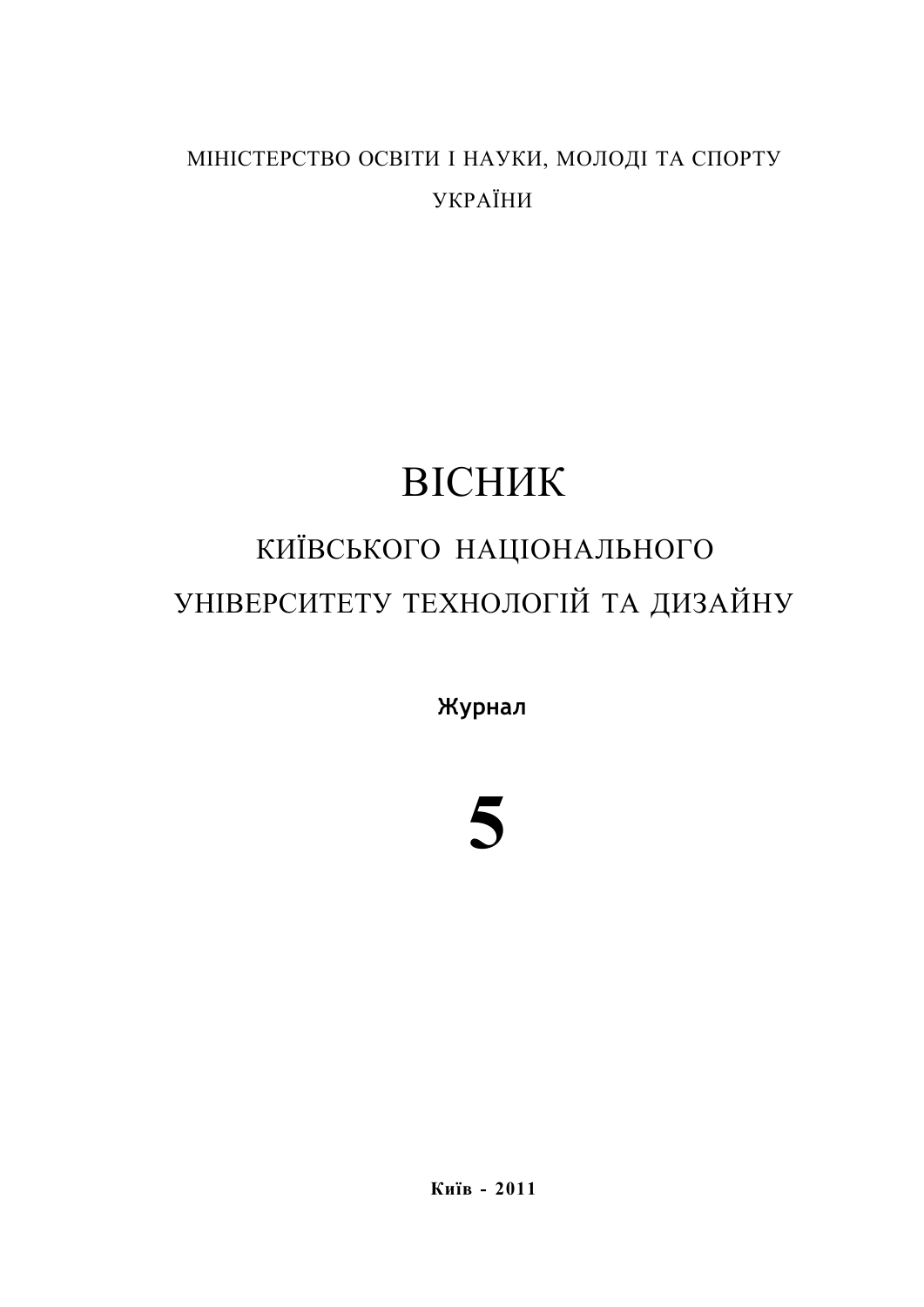МІНІСТЕРСТВО ОСВІТИ І НАУКИ, МОЛОДІ ТА СПОРТУ

УКРАЇНИ

# ВІСНИК

## КИЇВСЬКОГО НАЦІОНАЛЬНОГО УНІВЕРСИТЕТУ ТЕХНОЛОГІЙ ТА ДИЗАЙНУ

**Журнал**

# 5

**Київ - 2011**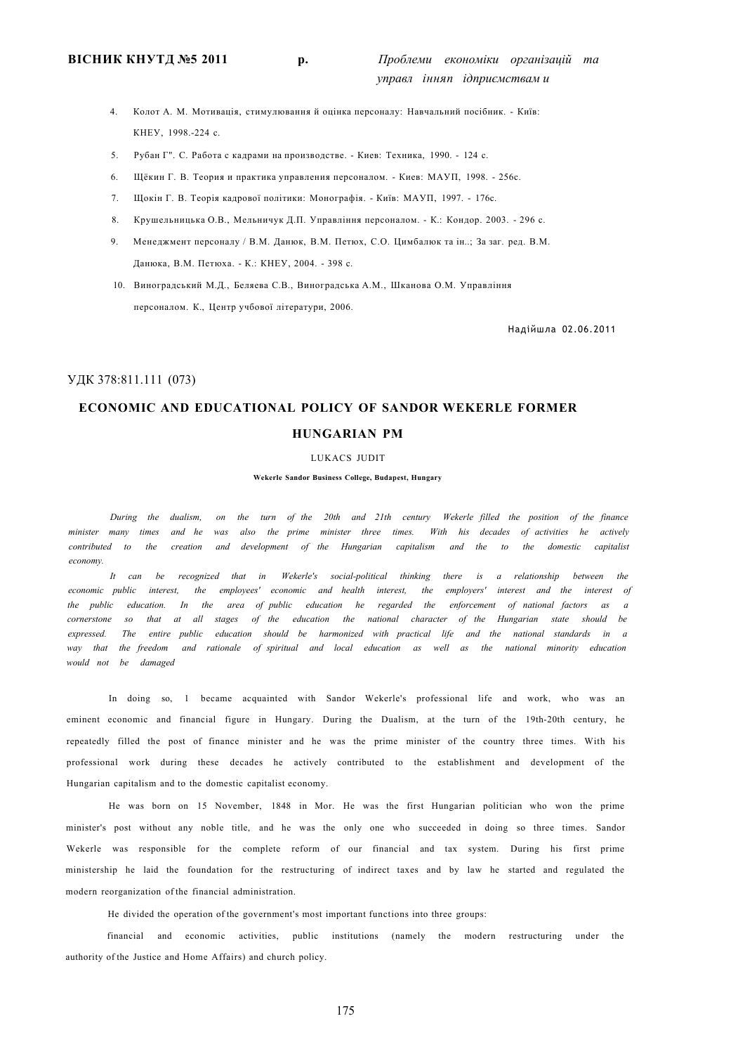4. Колот А. М. Мотивація, стимулювання й оцінка персоналу: Навчальний посібник. - Київ: КНЕУ, 1998.-224 с.
5. Рубан Г". С. Работа с кадрами на производстве. - Киев: Техника, 1990. - 124 с.
6. Щёкин Г. В. Теория и практика управления персоналом. - Киев: МАУП, 1998. - 256с.
7. Щокін Г. В. Теорія кадрової політики: Монографія. - Київ: МАУП, 1997. - 176с.
8. Крушельницька О.В., Мельничук Д.П. Управління персоналом. - К.: Кондор. 2003. - 296 с.
9. Менеджмент персоналу / В.М. Данюк, В.М. Петюх, С.О. Цимбалюк та ін..; За заг. ред. В.М. Данюка, В.М. Петюха. - К.: КНЕУ, 2004. - 398 с.
10. Виноградський М.Д., Беляева С.В., Виноградська А.М., Шканова О.М. Управління персоналом. К., Центр учбової літератури, 2006.

Надійшла 02.06.2011

УДК 378:811.111 (073)

## ECONOMIC AND EDUCATIONAL POLICY OF SANDOR WEKERLE FORMER HUNGARIAN PM

LUKACS JUDIT

**Wekerle Sandor Business College, Budapest, Hungary**

*During the dualism, on the turn of the 20th and 21th century Wekerle filled the position of the finance minister many times and he was also the prime minister three times. With his decades of activities he actively contributed to the creation and development of the Hungarian capitalism and the to the domestic capitalist economy.*

*It can be recognized that in Wekerle's social-political thinking there is a relationship between the economic public interest, the employees' economic and health interest, the employers' interest and the interest of the public education. In the area of public education he regarded the enforcement of national factors as a cornerstone so that at all stages of the education the national character of the Hungarian state should be expressed. The entire public education should be harmonized with practical life and the national standards in a way that the freedom and rationale of spiritual and local education as well as the national minority education would not be damaged*

In doing so, 1 became acquainted with Sandor Wekerle's professional life and work, who was an eminent economic and financial figure in Hungary. During the Dualism, at the turn of the 19th-20th century, he repeatedly filled the post of finance minister and he was the prime minister of the country three times. With his professional work during these decades he actively contributed to the establishment and development of the Hungarian capitalism and to the domestic capitalist economy.

He was born on 15 November, 1848 in Mor. He was the first Hungarian politician who won the prime minister's post without any noble title, and he was the only one who succeeded in doing so three times. Sandor Wekerle was responsible for the complete reform of our financial and tax system. During his first prime ministership he laid the foundation for the restructuring of indirect taxes and by law he started and regulated the modern reorganization of the financial administration.

He divided the operation of the government's most important functions into three groups:

financial and economic activities, public institutions (namely the modern restructuring under the authority of the Justice and Home Affairs) and church policy.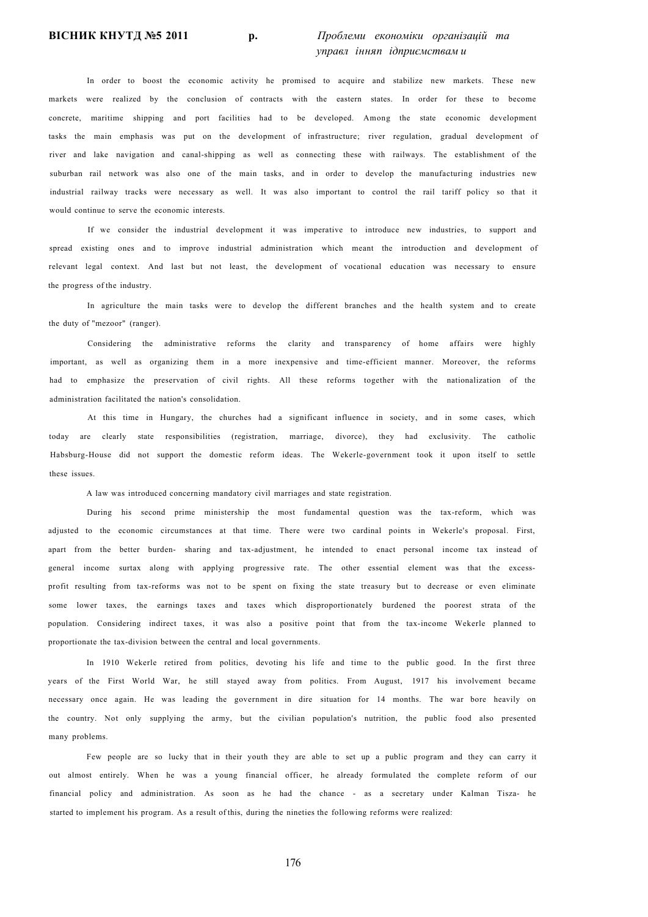In order to boost the economic activity he promised to acquire and stabilize new markets. These new markets were realized by the conclusion of contracts with the eastern states. In order for these to become concrete, maritime shipping and port facilities had to be developed. Among the state economic development tasks the main emphasis was put on the development of infrastructure; river regulation, gradual development of river and lake navigation and canal-shipping as well as connecting these with railways. The establishment of the suburban rail network was also one of the main tasks, and in order to develop the manufacturing industries new industrial railway tracks were necessary as well. It was also important to control the rail tariff policy so that it would continue to serve the economic interests.

If we consider the industrial development it was imperative to introduce new industries, to support and spread existing ones and to improve industrial administration which meant the introduction and development of relevant legal context. And last but not least, the development of vocational education was necessary to ensure the progress of the industry.

In agriculture the main tasks were to develop the different branches and the health system and to create the duty of "mezoor" (ranger).

Considering the administrative reforms the clarity and transparency of home affairs were highly important, as well as organizing them in a more inexpensive and time-efficient manner. Moreover, the reforms had to emphasize the preservation of civil rights. All these reforms together with the nationalization of the administration facilitated the nation's consolidation.

At this time in Hungary, the churches had a significant influence in society, and in some cases, which today are clearly state responsibilities (registration, marriage, divorce), they had exclusivity. The catholic Habsburg-House did not support the domestic reform ideas. The Wekerle-government took it upon itself to settle these issues.

A law was introduced concerning mandatory civil marriages and state registration.

During his second prime ministership the most fundamental question was the tax-reform, which was adjusted to the economic circumstances at that time. There were two cardinal points in Wekerle's proposal. First, apart from the better burden- sharing and tax-adjustment, he intended to enact personal income tax instead of general income surtax along with applying progressive rate. The other essential element was that the excess-profit resulting from tax-reforms was not to be spent on fixing the state treasury but to decrease or even eliminate some lower taxes, the earnings taxes and taxes which disproportionately burdened the poorest strata of the population. Considering indirect taxes, it was also a positive point that from the tax-income Wekerle planned to proportionate the tax-division between the central and local governments.

In 1910 Wekerle retired from politics, devoting his life and time to the public good. In the first three years of the First World War, he still stayed away from politics. From August, 1917 his involvement became necessary once again. He was leading the government in dire situation for 14 months. The war bore heavily on the country. Not only supplying the army, but the civilian population's nutrition, the public food also presented many problems.

Few people are so lucky that in their youth they are able to set up a public program and they can carry it out almost entirely. When he was a young financial officer, he already formulated the complete reform of our financial policy and administration. As soon as he had the chance - as a secretary under Kalman Tisza- he started to implement his program. As a result of this, during the nineties the following reforms were realized: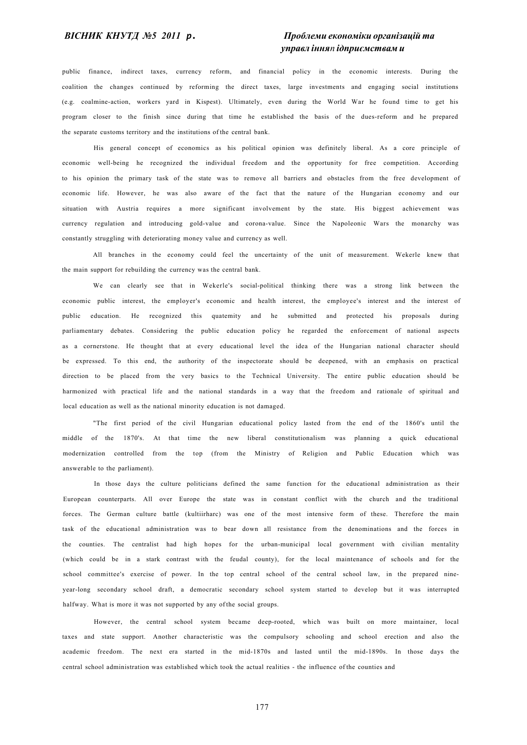public finance, indirect taxes, currency reform, and financial policy in the economic interests. During the coalition the changes continued by reforming the direct taxes, large investments and engaging social institutions (e.g. coalmine-action, workers yard in Kispest). Ultimately, even during the World War he found time to get his program closer to the finish since during that time he established the basis of the dues-reform and he prepared the separate customs territory and the institutions of the central bank.

His general concept of economics as his political opinion was definitely liberal. As a core principle of economic well-being he recognized the individual freedom and the opportunity for free competition. According to his opinion the primary task of the state was to remove all barriers and obstacles from the free development of economic life. However, he was also aware of the fact that the nature of the Hungarian economy and our situation with Austria requires a more significant involvement by the state. His biggest achievement was currency regulation and introducing gold-value and corona-value. Since the Napoleonic Wars the monarchy was constantly struggling with deteriorating money value and currency as well.

All branches in the economy could feel the uncertainty of the unit of measurement. Wekerle knew that the main support for rebuilding the currency was the central bank.

We can clearly see that in Wekerle's social-political thinking there was a strong link between the economic public interest, the employer's economic and health interest, the employee's interest and the interest of public education. He recognized this quatemity and he submitted and protected his proposals during parliamentary debates. Considering the public education policy he regarded the enforcement of national aspects as a cornerstone. He thought that at every educational level the idea of the Hungarian national character should be expressed. To this end, the authority of the inspectorate should be deepened, with an emphasis on practical direction to be placed from the very basics to the Technical University. The entire public education should be harmonized with practical life and the national standards in a way that the freedom and rationale of spiritual and local education as well as the national minority education is not damaged.

"The first period of the civil Hungarian educational policy lasted from the end of the 1860's until the middle of the 1870's. At that time the new liberal constitutionalism was planning a quick educational modernization controlled from the top (from the Ministry of Religion and Public Education which was answerable to the parliament).

In those days the culture politicians defined the same function for the educational administration as their European counterparts. All over Europe the state was in constant conflict with the church and the traditional forces. The German culture battle (kultiirharc) was one of the most intensive form of these. Therefore the main task of the educational administration was to bear down all resistance from the denominations and the forces in the counties. The centralist had high hopes for the urban-municipal local government with civilian mentality (which could be in a stark contrast with the feudal county), for the local maintenance of schools and for the school committee's exercise of power. In the top central school of the central school law, in the prepared nine-year-long secondary school draft, a democratic secondary school system started to develop but it was interrupted halfway. What is more it was not supported by any of the social groups.

However, the central school system became deep-rooted, which was built on more maintainer, local taxes and state support. Another characteristic was the compulsory schooling and school erection and also the academic freedom. The next era started in the mid-1870s and lasted until the mid-1890s. In those days the central school administration was established which took the actual realities - the influence of the counties and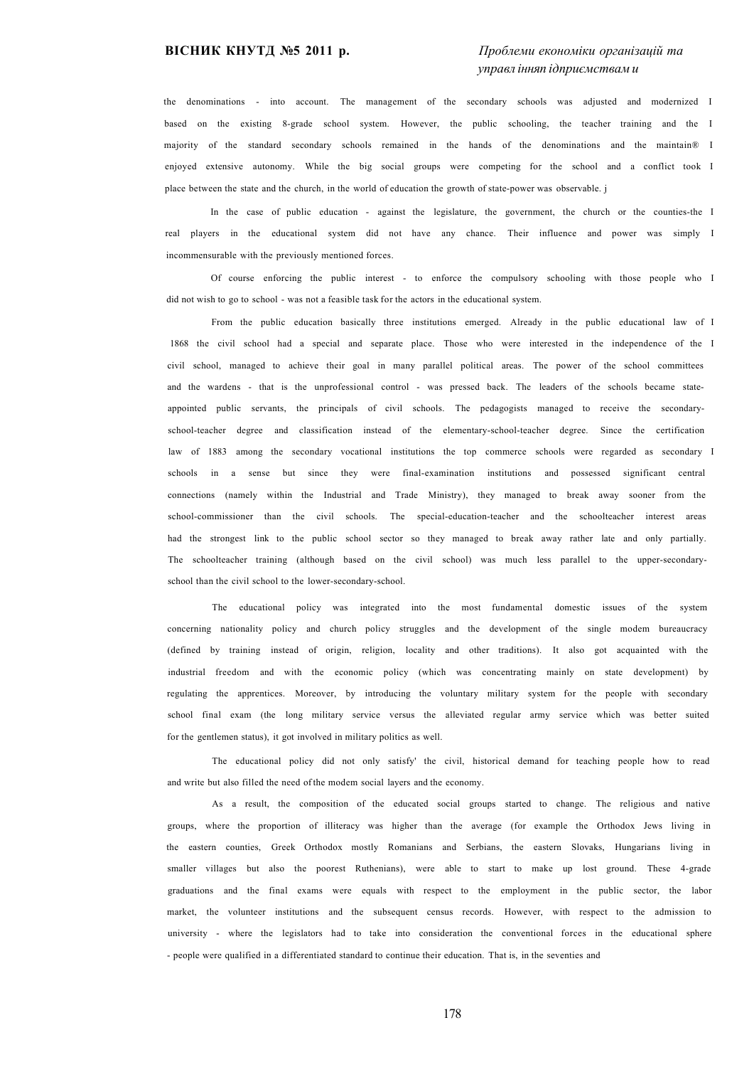the denominations - into account. The management of the secondary schools was adjusted and modernized based on the existing 8-grade school system. However, the public schooling, the teacher training and the majority of the standard secondary schools remained in the hands of the denominations and the maintain® enjoyed extensive autonomy. While the big social groups were competing for the school and a conflict took place between the state and the church, in the world of education the growth of state-power was observable.

In the case of public education - against the legislature, the government, the church or the counties-the real players in the educational system did not have any chance. Their influence and power was simply incommensurable with the previously mentioned forces.

Of course enforcing the public interest - to enforce the compulsory schooling with those people who did not wish to go to school - was not a feasible task for the actors in the educational system.

From the public education basically three institutions emerged. Already in the public educational law of 1868 the civil school had a special and separate place. Those who were interested in the independence of the civil school, managed to achieve their goal in many parallel political areas. The power of the school committees and the wardens - that is the unprofessional control - was pressed back. The leaders of the schools became state-appointed public servants, the principals of civil schools. The pedagogists managed to receive the secondary-school-teacher degree and classification instead of the elementary-school-teacher degree. Since the certification law of 1883 among the secondary vocational institutions the top commerce schools were regarded as secondary schools in a sense but since they were final-examination institutions and possessed significant central connections (namely within the Industrial and Trade Ministry), they managed to break away sooner from the school-commissioner than the civil schools. The special-education-teacher and the schoolteacher interest areas had the strongest link to the public school sector so they managed to break away rather late and only partially. The schoolteacher training (although based on the civil school) was much less parallel to the upper-secondary-school than the civil school to the lower-secondary-school.

The educational policy was integrated into the most fundamental domestic issues of the system concerning nationality policy and church policy struggles and the development of the single modem bureaucracy (defined by training instead of origin, religion, locality and other traditions). It also got acquainted with the industrial freedom and with the economic policy (which was concentrating mainly on state development) by regulating the apprentices. Moreover, by introducing the voluntary military system for the people with secondary school final exam (the long military service versus the alleviated regular army service which was better suited for the gentlemen status), it got involved in military politics as well.

The educational policy did not only satisfy' the civil, historical demand for teaching people how to read and write but also filled the need of the modem social layers and the economy.

As a result, the composition of the educated social groups started to change. The religious and native groups, where the proportion of illiteracy was higher than the average (for example the Orthodox Jews living in the eastern counties, Greek Orthodox mostly Romanians and Serbians, the eastern Slovaks, Hungarians living in smaller villages but also the poorest Ruthenians), were able to start to make up lost ground. These 4-grade graduations and the final exams were equals with respect to the employment in the public sector, the labor market, the volunteer institutions and the subsequent census records. However, with respect to the admission to university - where the legislators had to take into consideration the conventional forces in the educational sphere - people were qualified in a differentiated standard to continue their education. That is, in the seventies and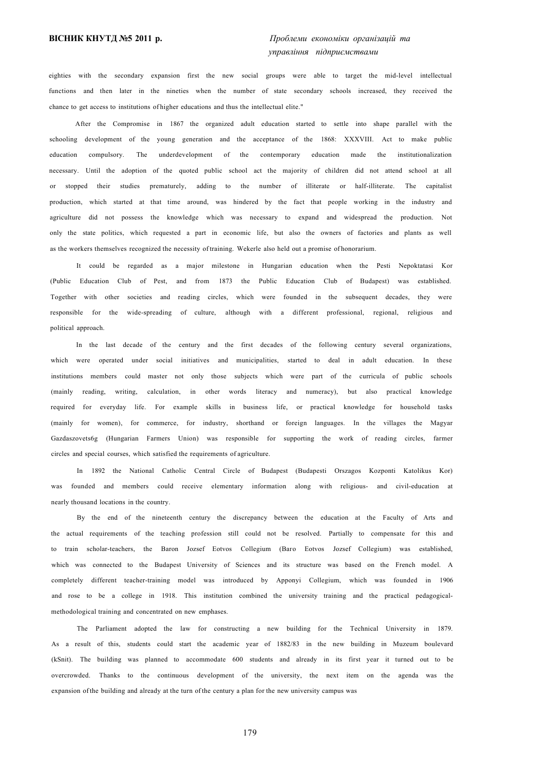eighties with the secondary expansion first the new social groups were able to target the mid-level intellectual functions and then later in the nineties when the number of state secondary schools increased, they received the chance to get access to institutions of higher educations and thus the intellectual elite."

After the Compromise in 1867 the organized adult education started to settle into shape parallel with the schooling development of the young generation and the acceptance of the 1868: XXXVIII. Act to make public education compulsory. The underdevelopment of the contemporary education made the institutionalization necessary. Until the adoption of the quoted public school act the majority of children did not attend school at all or stopped their studies prematurely, adding to the number of illiterate or half-illiterate. The capitalist production, which started at that time around, was hindered by the fact that people working in the industry and agriculture did not possess the knowledge which was necessary to expand and widespread the production. Not only the state politics, which requested a part in economic life, but also the owners of factories and plants as well as the workers themselves recognized the necessity of training. Wekerle also held out a promise of honorarium.

It could be regarded as a major milestone in Hungarian education when the Pesti Nepoktatasi Kor (Public Education Club of Pest, and from 1873 the Public Education Club of Budapest) was established. Together with other societies and reading circles, which were founded in the subsequent decades, they were responsible for the wide-spreading of culture, although with a different professional, regional, religious and political approach.

In the last decade of the century and the first decades of the following century several organizations, which were operated under social initiatives and municipalities, started to deal in adult education. In these institutions members could master not only those subjects which were part of the curricula of public schools (mainly reading, writing, calculation, in other words literacy and numeracy), but also practical knowledge required for everyday life. For example skills in business life, or practical knowledge for household tasks (mainly for women), for commerce, for industry, shorthand or foreign languages. In the villages the Magyar Gazdaszovets6g (Hungarian Farmers Union) was responsible for supporting the work of reading circles, farmer circles and special courses, which satisfied the requirements of agriculture.

In 1892 the National Catholic Central Circle of Budapest (Budapesti Orszagos Kozponti Katolikus Kor) was founded and members could receive elementary information along with religious- and civil-education at nearly thousand locations in the country.

By the end of the nineteenth century the discrepancy between the education at the Faculty of Arts and the actual requirements of the teaching profession still could not be resolved. Partially to compensate for this and to train scholar-teachers, the Baron Jozsef Eotvos Collegium (Baro Eotvos Jozsef Collegium) was established, which was connected to the Budapest University of Sciences and its structure was based on the French model. A completely different teacher-training model was introduced by Apponyi Collegium, which was founded in 1906 and rose to be a college in 1918. This institution combined the university training and the practical pedagogical-methodological training and concentrated on new emphases.

The Parliament adopted the law for constructing a new building for the Technical University in 1879. As a result of this, students could start the academic year of 1882/83 in the new building in Muzeum boulevard (kSnit). The building was planned to accommodate 600 students and already in its first year it turned out to be overcrowded. Thanks to the continuous development of the university, the next item on the agenda was the expansion of the building and already at the turn of the century a plan for the new university campus was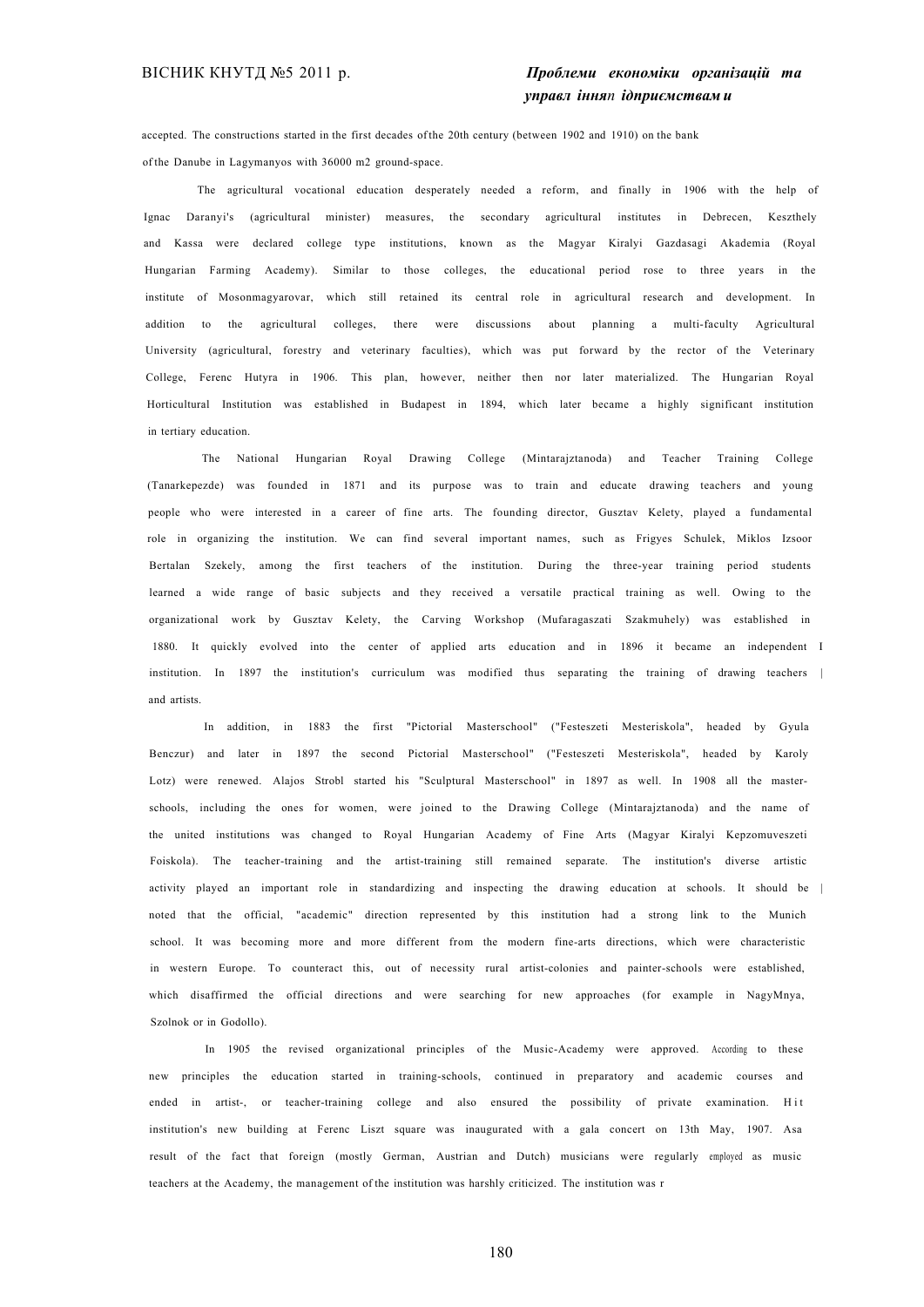accepted. The constructions started in the first decades of the 20th century (between 1902 and 1910) on the bank of the Danube in Lagymanyos with 36000 m2 ground-space.

The agricultural vocational education desperately needed a reform, and finally in 1906 with the help of Ignac Daranyi's (agricultural minister) measures, the secondary agricultural institutes in Debrecen, Keszthely and Kassa were declared college type institutions, known as the Magyar Kiralyi Gazdasagi Akademia (Royal Hungarian Farming Academy). Similar to those colleges, the educational period rose to three years in the institute of Mosonmagyarovar, which still retained its central role in agricultural research and development. In addition to the agricultural colleges, there were discussions about planning a multi-faculty Agricultural University (agricultural, forestry and veterinary faculties), which was put forward by the rector of the Veterinary College, Ferenc Hutyra in 1906. This plan, however, neither then nor later materialized. The Hungarian Royal Horticultural Institution was established in Budapest in 1894, which later became a highly significant institution in tertiary education.

The National Hungarian Royal Drawing College (Mintarajztanoda) and Teacher Training College (Tanarkepezde) was founded in 1871 and its purpose was to train and educate drawing teachers and young people who were interested in a career of fine arts. The founding director, Gusztav Kelety, played a fundamental role in organizing the institution. We can find several important names, such as Frigyes Schulek, Miklos Izsoor Bertalan Szekely, among the first teachers of the institution. During the three-year training period students learned a wide range of basic subjects and they received a versatile practical training as well. Owing to the organizational work by Gusztav Kelety, the Carving Workshop (Mufaragaszati Szakmuhely) was established in 1880. It quickly evolved into the center of applied arts education and in 1896 it became an independent institution. In 1897 the institution's curriculum was modified thus separating the training of drawing teachers and artists.

In addition, in 1883 the first "Pictorial Masterschool" ("Festeszeti Mesteriskola", headed by Gyula Benczur) and later in 1897 the second Pictorial Masterschool" ("Festeszeti Mesteriskola", headed by Karoly Lotz) were renewed. Alajos Strobl started his "Sculptural Masterschool" in 1897 as well. In 1908 all the master-schools, including the ones for women, were joined to the Drawing College (Mintarajztanoda) and the name of the united institutions was changed to Royal Hungarian Academy of Fine Arts (Magyar Kiralyi Kepzomuveszeti Foiskola). The teacher-training and the artist-training still remained separate. The institution's diverse artistic activity played an important role in standardizing and inspecting the drawing education at schools. It should be noted that the official, "academic" direction represented by this institution had a strong link to the Munich school. It was becoming more and more different from the modern fine-arts directions, which were characteristic in western Europe. To counteract this, out of necessity rural artist-colonies and painter-schools were established, which disaffirmed the official directions and were searching for new approaches (for example in NagyMnya, Szolnok or in Godollo).

In 1905 the revised organizational principles of the Music-Academy were approved. According to these new principles the education started in training-schools, continued in preparatory and academic courses and ended in artist-, or teacher-training college and also ensured the possibility of private examination. Hit institution's new building at Ferenc Liszt square was inaugurated with a gala concert on 13th May, 1907. Asa result of the fact that foreign (mostly German, Austrian and Dutch) musicians were regularly employed as music teachers at the Academy, the management of the institution was harshly criticized. The institution was r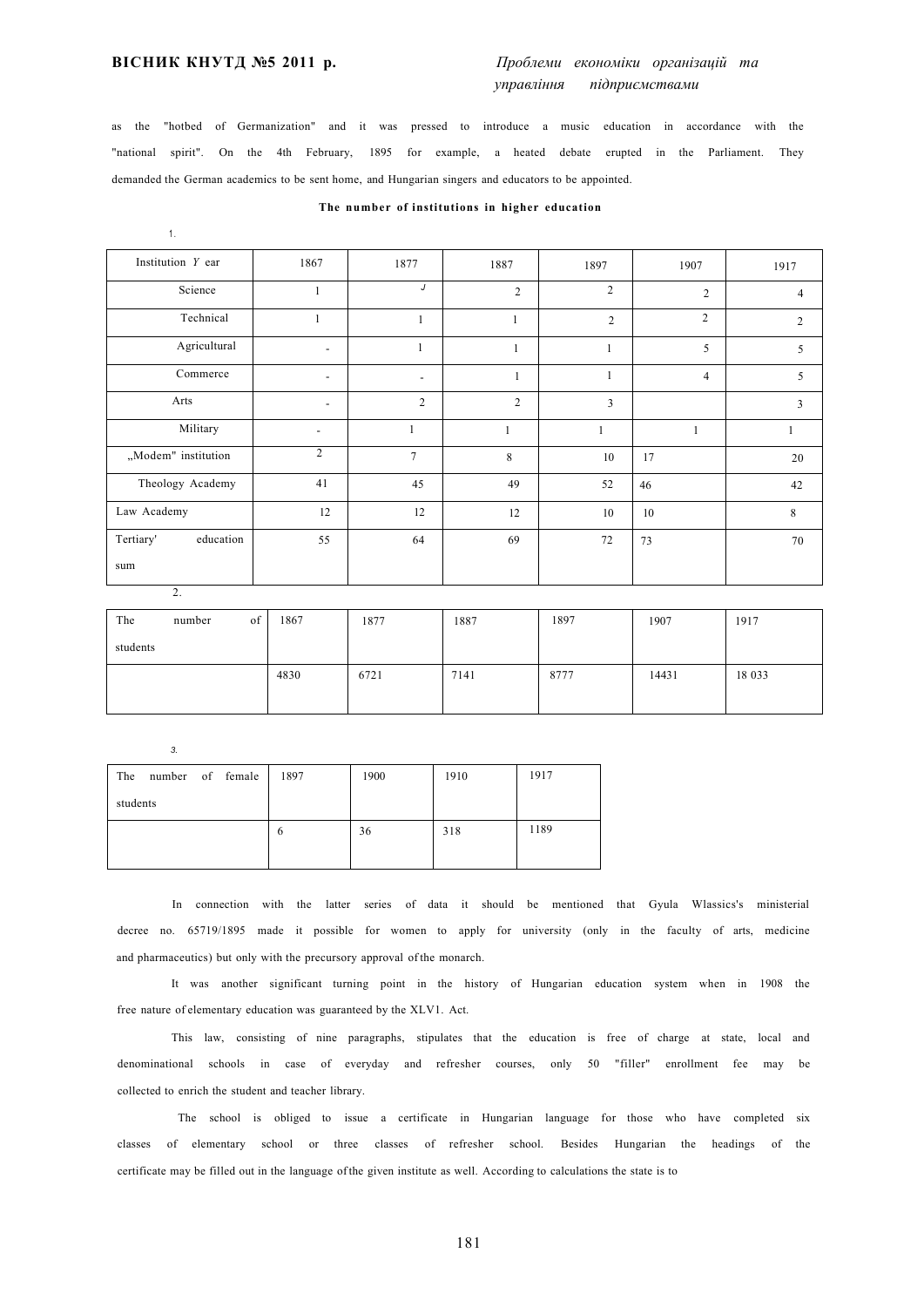as the "hotbed of Germanization" and it was pressed to introduce a music education in accordance with the "national spirit". On the 4th February, 1895 for example, a heated debate erupted in the Parliament. They demanded the German academics to be sent home, and Hungarian singers and educators to be appointed.

**The number of institutions in higher education**

1.

| Institution Y ear | 1867 | 1877 | 1887 | 1897 | 1907 | 1917 |
|---|---|---|---|---|---|---|
| Science | 1 | J | 2 | 2 | 2 | 4 |
| Technical | 1 | 1 | 1 | 2 | 2 | 2 |
| Agricultural | - | 1 | 1 | 1 | 5 | 5 |
| Commerce | - | - | 1 | 1 | 4 | 5 |
| Arts | - | 2 | 2 | 3 | | 3 |
| Military | - | 1 | 1 | 1 | 1 | 1 |
| „Modem" institution | 2 | 7 | 8 | 10 | 17 | 20 |
| Theology Academy | 41 | 45 | 49 | 52 | 46 | 42 |
| Law Academy | 12 | 12 | 12 | 10 | 10 | 8 |
| Tertiary' education sum | 55 | 64 | 69 | 72 | 73 | 70 |

2.

| The number of students | 1867 | 1877 | 1887 | 1897 | 1907 | 1917 |
|---|---|---|---|---|---|---|
| | 4830 | 6721 | 7141 | 8777 | 14431 | 18 033 |

3.

| The number of female students | 1897 | 1900 | 1910 | 1917 |
|---|---|---|---|---|
| | 6 | 36 | 318 | 1189 |

In connection with the latter series of data it should be mentioned that Gyula Wlassics's ministerial decree no. 65719/1895 made it possible for women to apply for university (only in the faculty of arts, medicine and pharmaceutics) but only with the precursory approval of the monarch.

It was another significant turning point in the history of Hungarian education system when in 1908 the free nature of elementary education was guaranteed by the XLV1. Act.

This law, consisting of nine paragraphs, stipulates that the education is free of charge at state, local and denominational schools in case of everyday and refresher courses, only 50 "filler" enrollment fee may be collected to enrich the student and teacher library.

The school is obliged to issue a certificate in Hungarian language for those who have completed six classes of elementary school or three classes of refresher school. Besides Hungarian the headings of the certificate may be filled out in the language of the given institute as well. According to calculations the state is to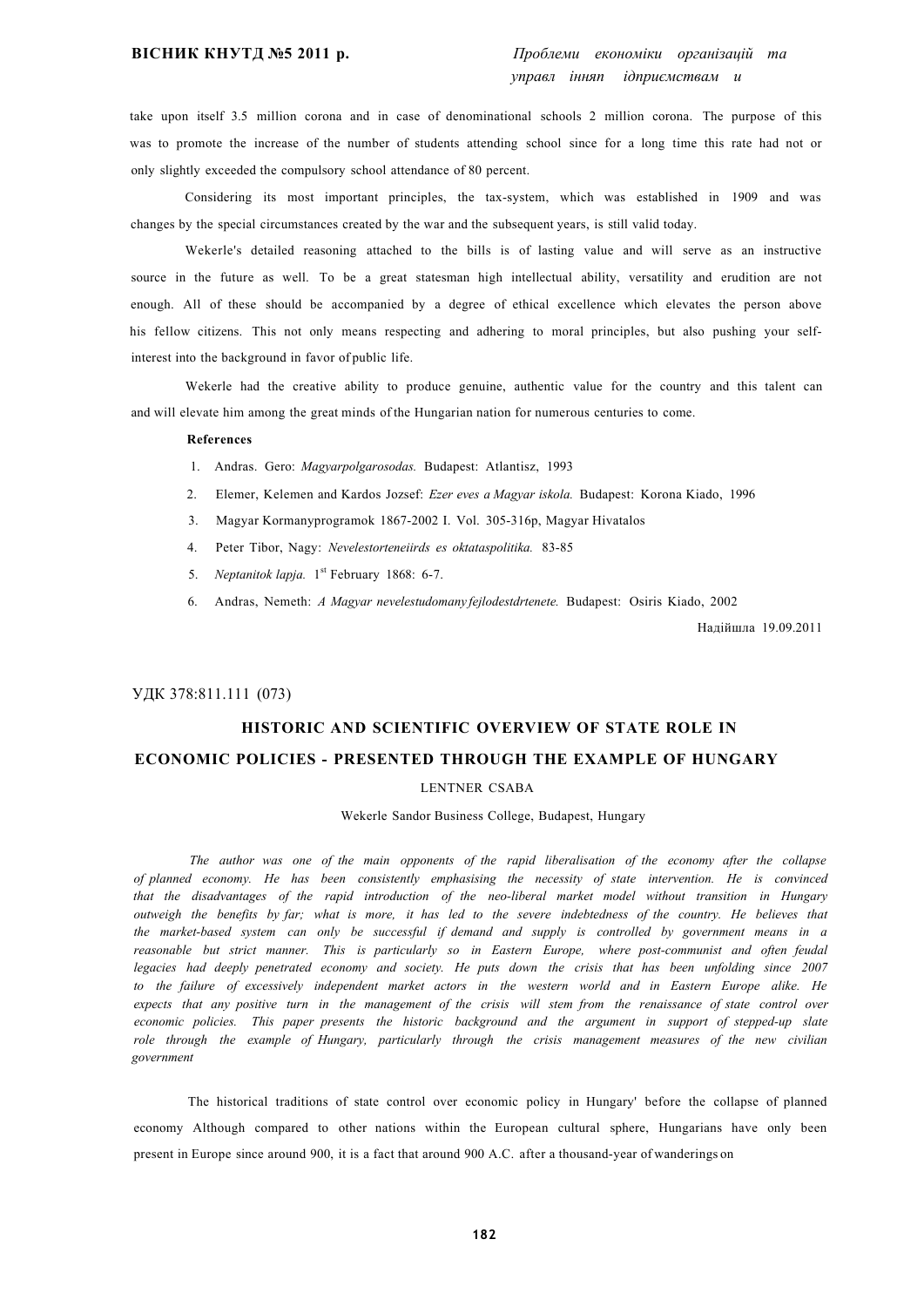take upon itself 3.5 million corona and in case of denominational schools 2 million corona. The purpose of this was to promote the increase of the number of students attending school since for a long time this rate had not or only slightly exceeded the compulsory school attendance of 80 percent.

Considering its most important principles, the tax-system, which was established in 1909 and was changes by the special circumstances created by the war and the subsequent years, is still valid today.

Wekerle's detailed reasoning attached to the bills is of lasting value and will serve as an instructive source in the future as well. To be a great statesman high intellectual ability, versatility and erudition are not enough. All of these should be accompanied by a degree of ethical excellence which elevates the person above his fellow citizens. This not only means respecting and adhering to moral principles, but also pushing your self-interest into the background in favor of public life.

Wekerle had the creative ability to produce genuine, authentic value for the country and this talent can and will elevate him among the great minds of the Hungarian nation for numerous centuries to come.

**References**

1. Andras. Gero: *Magyarpolgarosodas.* Budapest: Atlantisz, 1993
2. Elemer, Kelemen and Kardos Jozsef: *Ezer eves a Magyar iskola.* Budapest: Korona Kiado, 1996
3. Magyar Kormanyprogramok 1867-2002 I. Vol. 305-316p, Magyar Hivatalos
4. Peter Tibor, Nagy: *Nevelestorteneiirds es oktataspolitika.* 83-85
5. *Neptanitok lapja.* 1st February 1868: 6-7.
6. Andras, Nemeth: *A Magyar nevelestudomany fejlodestdrtenete.* Budapest: Osiris Kiado, 2002

Надійшла 19.09.2011

УДК 378:811.111 (073)

## HISTORIC AND SCIENTIFIC OVERVIEW OF STATE ROLE IN ECONOMIC POLICIES - PRESENTED THROUGH THE EXAMPLE OF HUNGARY

LENTNER CSABA

Wekerle Sandor Business College, Budapest, Hungary

*The author was one of the main opponents of the rapid liberalisation of the economy after the collapse of planned economy. He has been consistently emphasising the necessity of state intervention. He is convinced that the disadvantages of the rapid introduction of the neo-liberal market model without transition in Hungary outweigh the benefits by far; what is more, it has led to the severe indebtedness of the country. He believes that the market-based system can only be successful if demand and supply is controlled by government means in a reasonable but strict manner. This is particularly so in Eastern Europe, where post-communist and often feudal legacies had deeply penetrated economy and society. He puts down the crisis that has been unfolding since 2007 to the failure of excessively independent market actors in the western world and in Eastern Europe alike. He expects that any positive turn in the management of the crisis will stem from the renaissance of state control over economic policies. This paper presents the historic background and the argument in support of stepped-up slate role through the example of Hungary, particularly through the crisis management measures of the new civilian government*

The historical traditions of state control over economic policy in Hungary' before the collapse of planned economy Although compared to other nations within the European cultural sphere, Hungarians have only been present in Europe since around 900, it is a fact that around 900 A.C. after a thousand-year of wanderings on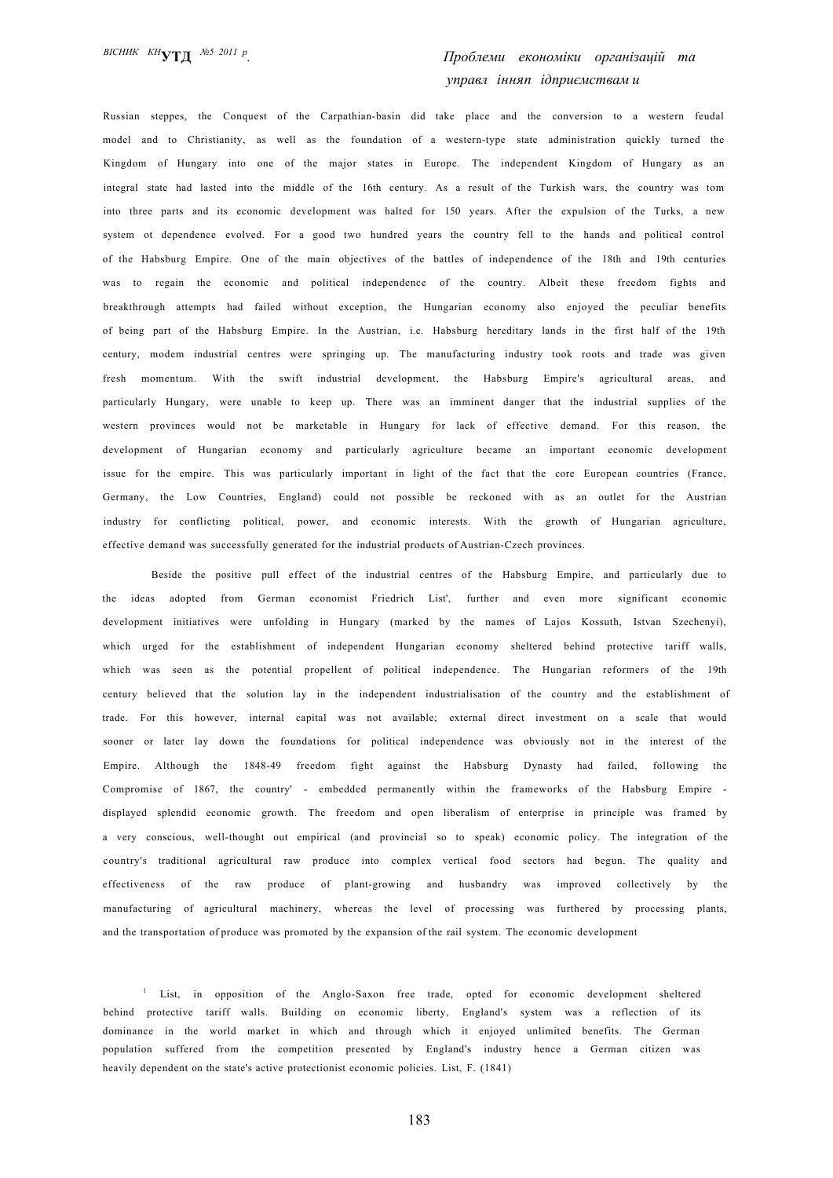Russian steppes, the Conquest of the Carpathian-basin did take place and the conversion to a western feudal model and to Christianity, as well as the foundation of a western-type state administration quickly turned the Kingdom of Hungary into one of the major states in Europe. The independent Kingdom of Hungary as an integral state had lasted into the middle of the 16th century. As a result of the Turkish wars, the country was tom into three parts and its economic development was halted for 150 years. After the expulsion of the Turks, a new system ot dependence evolved. For a good two hundred years the country fell to the hands and political control of the Habsburg Empire. One of the main objectives of the battles of independence of the 18th and 19th centuries was to regain the economic and political independence of the country. Albeit these freedom fights and breakthrough attempts had failed without exception, the Hungarian economy also enjoyed the peculiar benefits of being part of the Habsburg Empire. In the Austrian, i.e. Habsburg hereditary lands in the first half of the 19th century, modem industrial centres were springing up. The manufacturing industry took roots and trade was given fresh momentum. With the swift industrial development, the Habsburg Empire's agricultural areas, and particularly Hungary, were unable to keep up. There was an imminent danger that the industrial supplies of the western provinces would not be marketable in Hungary for lack of effective demand. For this reason, the development of Hungarian economy and particularly agriculture became an important economic development issue for the empire. This was particularly important in light of the fact that the core European countries (France, Germany, the Low Countries, England) could not possible be reckoned with as an outlet for the Austrian industry for conflicting political, power, and economic interests. With the growth of Hungarian agriculture, effective demand was successfully generated for the industrial products of Austrian-Czech provinces.

Beside the positive pull effect of the industrial centres of the Habsburg Empire, and particularly due to the ideas adopted from German economist Friedrich List[1], further and even more significant economic development initiatives were unfolding in Hungary (marked by the names of Lajos Kossuth, Istvan Szechenyi), which urged for the establishment of independent Hungarian economy sheltered behind protective tariff walls, which was seen as the potential propellent of political independence. The Hungarian reformers of the 19th century believed that the solution lay in the independent industrialisation of the country and the establishment of trade. For this however, internal capital was not available; external direct investment on a scale that would sooner or later lay down the foundations for political independence was obviously not in the interest of the Empire. Although the 1848-49 freedom fight against the Habsburg Dynasty had failed, following the Compromise of 1867, the country' - embedded permanently within the frameworks of the Habsburg Empire - displayed splendid economic growth. The freedom and open liberalism of enterprise in principle was framed by a very conscious, well-thought out empirical (and provincial so to speak) economic policy. The integration of the country's traditional agricultural raw produce into complex vertical food sectors had begun. The quality and effectiveness of the raw produce of plant-growing and husbandry was improved collectively by the manufacturing of agricultural machinery, whereas the level of processing was furthered by processing plants, and the transportation of produce was promoted by the expansion of the rail system. The economic development

[1] List, in opposition of the Anglo-Saxon free trade, opted for economic development sheltered behind protective tariff walls. Building on economic liberty, England's system was a reflection of its dominance in the world market in which and through which it enjoyed unlimited benefits. The German population suffered from the competition presented by England's industry hence a German citizen was heavily dependent on the state's active protectionist economic policies. List, F. (1841)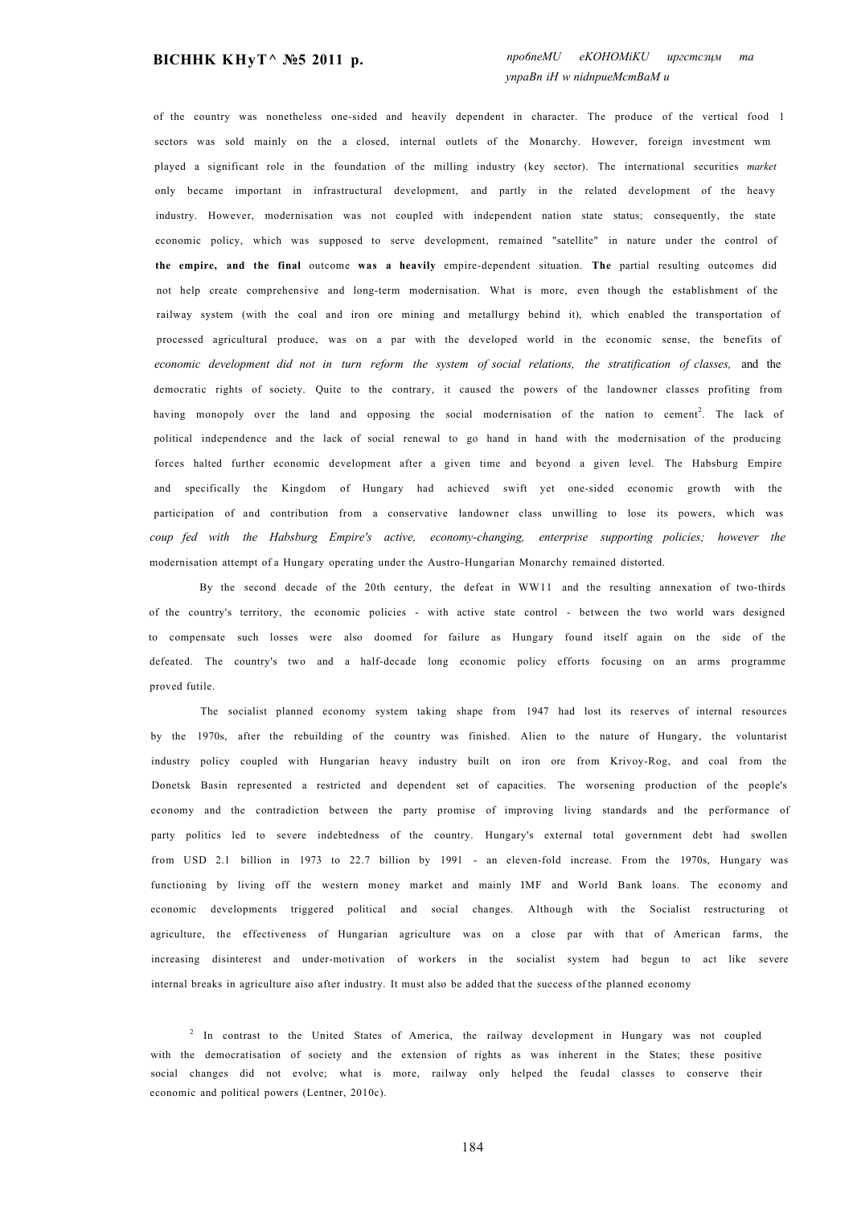of the country was nonetheless one-sided and heavily dependent in character. The produce of the vertical food l sectors was sold mainly on the a closed, internal outlets of the Monarchy. However, foreign investment wm played a significant role in the foundation of the milling industry (key sector). The international securities *market* only became important in infrastructural development, and partly in the related development of the heavy industry. However, modernisation was not coupled with independent nation state status; consequently, the state economic policy, which was supposed to serve development, remained "satellite" in nature under the control of **the empire, and the final** outcome **was a heavily** empire-dependent situation. **The** partial resulting outcomes did not help create comprehensive and long-term modernisation. What is more, even though the establishment of the railway system (with the coal and iron ore mining and metallurgy behind it), which enabled the transportation of processed agricultural produce, was on a par with the developed world in the economic sense, the benefits of *economic development did not in turn reform the system of social relations, the stratification of classes,* and the democratic rights of society. Quite to the contrary, it caused the powers of the landowner classes profiting from having monopoly over the land and opposing the social modernisation of the nation to cement[2]. The lack of political independence and the lack of social renewal to go hand in hand with the modernisation of the producing forces halted further economic development after a given time and beyond a given level. The Habsburg Empire and specifically the Kingdom of Hungary had achieved swift yet one-sided economic growth with the participation of and contribution from a conservative landowner class unwilling to lose its powers, which was *coup fed with the Habsburg Empire's active, economy-changing, enterprise supporting policies; however the* modernisation attempt of a Hungary operating under the Austro-Hungarian Monarchy remained distorted.

By the second decade of the 20th century, the defeat in WW11 and the resulting annexation of two-thirds of the country's territory, the economic policies - with active state control - between the two world wars designed to compensate such losses were also doomed for failure as Hungary found itself again on the side of the defeated. The country's two and a half-decade long economic policy efforts focusing on an arms programme proved futile.

The socialist planned economy system taking shape from 1947 had lost its reserves of internal resources by the 1970s, after the rebuilding of the country was finished. Alien to the nature of Hungary, the voluntarist industry policy coupled with Hungarian heavy industry built on iron ore from Krivoy-Rog, and coal from the Donetsk Basin represented a restricted and dependent set of capacities. The worsening production of the people's economy and the contradiction between the party promise of improving living standards and the performance of party politics led to severe indebtedness of the country. Hungary's external total government debt had swollen from USD 2.1 billion in 1973 to 22.7 billion by 1991 - an eleven-fold increase. From the 1970s, Hungary was functioning by living off the western money market and mainly IMF and World Bank loans. The economy and economic developments triggered political and social changes. Although with the Socialist restructuring ot agriculture, the effectiveness of Hungarian agriculture was on a close par with that of American farms, the increasing disinterest and under-motivation of workers in the socialist system had begun to act like severe internal breaks in agriculture aiso after industry. It must also be added that the success of the planned economy

[2] In contrast to the United States of America, the railway development in Hungary was not coupled with the democratisation of society and the extension of rights as was inherent in the States; these positive social changes did not evolve; what is more, railway only helped the feudal classes to conserve their economic and political powers (Lentner, 2010c).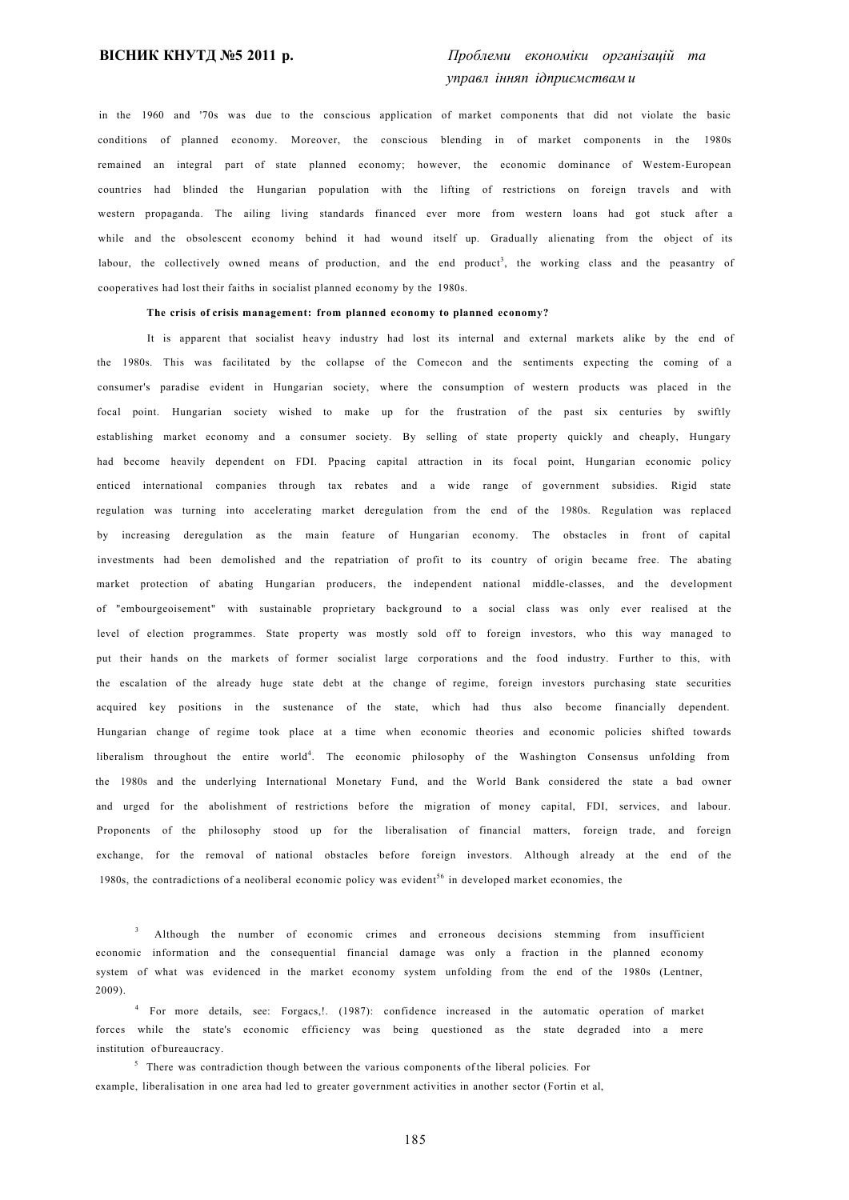in the 1960 and '70s was due to the conscious application of market components that did not violate the basic conditions of planned economy. Moreover, the conscious blending in of market components in the 1980s remained an integral part of state planned economy; however, the economic dominance of Westem-European countries had blinded the Hungarian population with the lifting of restrictions on foreign travels and with western propaganda. The ailing living standards financed ever more from western loans had got stuck after a while and the obsolescent economy behind it had wound itself up. Gradually alienating from the object of its labour, the collectively owned means of production, and the end product[3], the working class and the peasantry of cooperatives had lost their faiths in socialist planned economy by the 1980s.

**The crisis of crisis management: from planned economy to planned economy?**

It is apparent that socialist heavy industry had lost its internal and external markets alike by the end of the 1980s. This was facilitated by the collapse of the Comecon and the sentiments expecting the coming of a consumer's paradise evident in Hungarian society, where the consumption of western products was placed in the focal point. Hungarian society wished to make up for the frustration of the past six centuries by swiftly establishing market economy and a consumer society. By selling of state property quickly and cheaply, Hungary had become heavily dependent on FDI. Ppacing capital attraction in its focal point, Hungarian economic policy enticed international companies through tax rebates and a wide range of government subsidies. Rigid state regulation was turning into accelerating market deregulation from the end of the 1980s. Regulation was replaced by increasing deregulation as the main feature of Hungarian economy. The obstacles in front of capital investments had been demolished and the repatriation of profit to its country of origin became free. The abating market protection of abating Hungarian producers, the independent national middle-classes, and the development of "embourgeoisement" with sustainable proprietary background to a social class was only ever realised at the level of election programmes. State property was mostly sold off to foreign investors, who this way managed to put their hands on the markets of former socialist large corporations and the food industry. Further to this, with the escalation of the already huge state debt at the change of regime, foreign investors purchasing state securities acquired key positions in the sustenance of the state, which had thus also become financially dependent. Hungarian change of regime took place at a time when economic theories and economic policies shifted towards liberalism throughout the entire world[4]. The economic philosophy of the Washington Consensus unfolding from the 1980s and the underlying International Monetary Fund, and the World Bank considered the state a bad owner and urged for the abolishment of restrictions before the migration of money capital, FDI, services, and labour. Proponents of the philosophy stood up for the liberalisation of financial matters, foreign trade, and foreign exchange, for the removal of national obstacles before foreign investors. Although already at the end of the 1980s, the contradictions of a neoliberal economic policy was evident[56] in developed market economies, the

[3] Although the number of economic crimes and erroneous decisions stemming from insufficient economic information and the consequential financial damage was only a fraction in the planned economy system of what was evidenced in the market economy system unfolding from the end of the 1980s (Lentner, 2009).

[4] For more details, see: Forgacs,!. (1987): confidence increased in the automatic operation of market forces while the state's economic efficiency was being questioned as the state degraded into a mere institution of bureaucracy.

[5] There was contradiction though between the various components of the liberal policies. For example, liberalisation in one area had led to greater government activities in another sector (Fortin et al,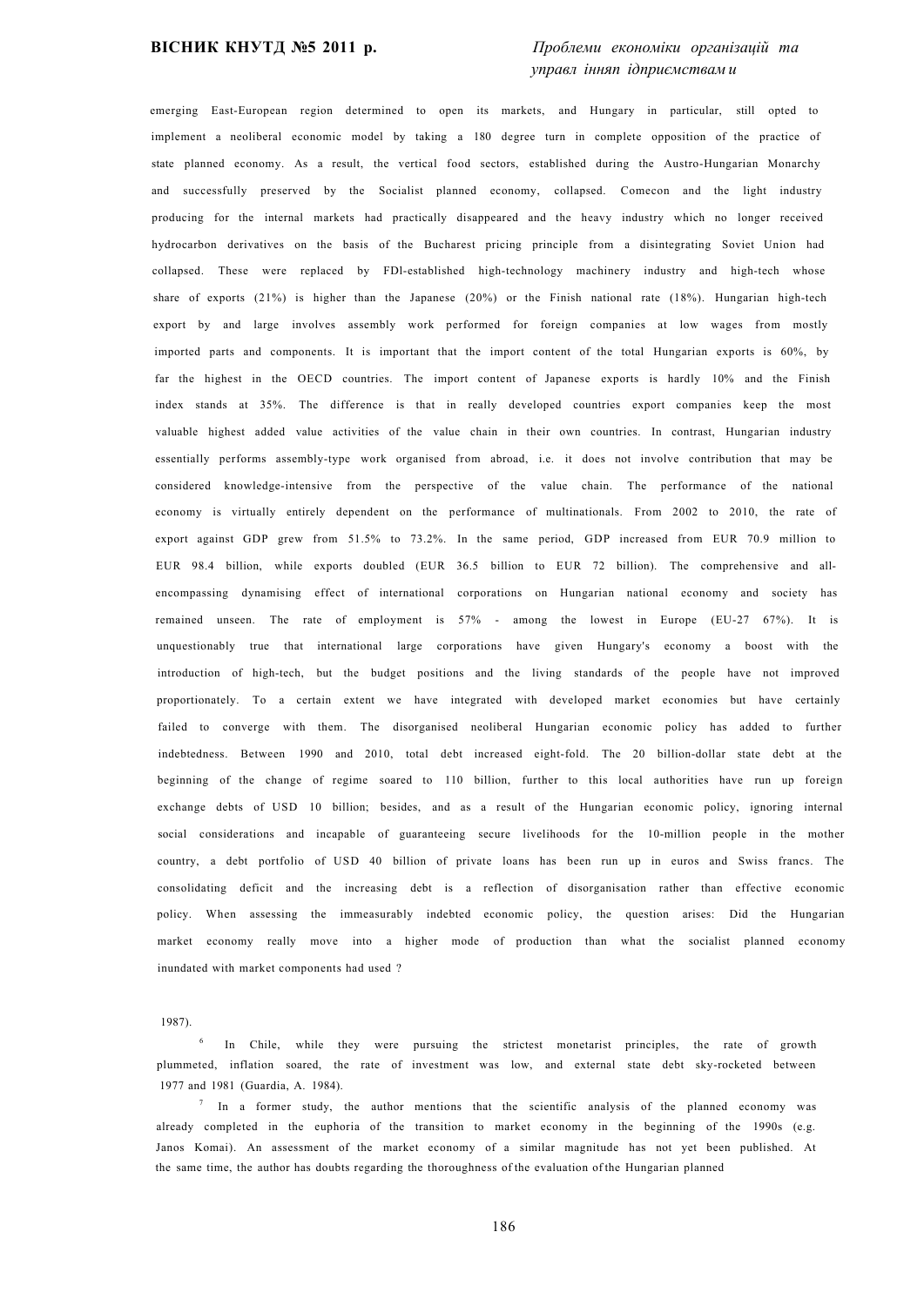emerging East-European region determined to open its markets, and Hungary in particular, still opted to implement a neoliberal economic model by taking a 180 degree turn in complete opposition of the practice of state planned economy. As a result, the vertical food sectors, established during the Austro-Hungarian Monarchy and successfully preserved by the Socialist planned economy, collapsed. Comecon and the light industry producing for the internal markets had practically disappeared and the heavy industry which no longer received hydrocarbon derivatives on the basis of the Bucharest pricing principle from a disintegrating Soviet Union had collapsed. These were replaced by FDI-established high-technology machinery industry and high-tech whose share of exports (21%) is higher than the Japanese (20%) or the Finish national rate (18%). Hungarian high-tech export by and large involves assembly work performed for foreign companies at low wages from mostly imported parts and components. It is important that the import content of the total Hungarian exports is 60%, by far the highest in the OECD countries. The import content of Japanese exports is hardly 10% and the Finish index stands at 35%. The difference is that in really developed countries export companies keep the most valuable highest added value activities of the value chain in their own countries. In contrast, Hungarian industry essentially performs assembly-type work organised from abroad, i.e. it does not involve contribution that may be considered knowledge-intensive from the perspective of the value chain. The performance of the national economy is virtually entirely dependent on the performance of multinationals. From 2002 to 2010, the rate of export against GDP grew from 51.5% to 73.2%. In the same period, GDP increased from EUR 70.9 million to EUR 98.4 billion, while exports doubled (EUR 36.5 billion to EUR 72 billion). The comprehensive and all-encompassing dynamising effect of international corporations on Hungarian national economy and society has remained unseen. The rate of employment is 57% - among the lowest in Europe (EU-27 67%). It is unquestionably true that international large corporations have given Hungary's economy a boost with the introduction of high-tech, but the budget positions and the living standards of the people have not improved proportionately. To a certain extent we have integrated with developed market economies but have certainly failed to converge with them. The disorganised neoliberal Hungarian economic policy has added to further indebtedness. Between 1990 and 2010, total debt increased eight-fold. The 20 billion-dollar state debt at the beginning of the change of regime soared to 110 billion, further to this local authorities have run up foreign exchange debts of USD 10 billion; besides, and as a result of the Hungarian economic policy, ignoring internal social considerations and incapable of guaranteeing secure livelihoods for the 10-million people in the mother country, a debt portfolio of USD 40 billion of private loans has been run up in euros and Swiss francs. The consolidating deficit and the increasing debt is a reflection of disorganisation rather than effective economic policy. When assessing the immeasurably indebted economic policy, the question arises: Did the Hungarian market economy really move into a higher mode of production than what the socialist planned economy inundated with market components had used ?

1987).

[6] In Chile, while they were pursuing the strictest monetarist principles, the rate of growth plummeted, inflation soared, the rate of investment was low, and external state debt sky-rocketed between 1977 and 1981 (Guardia, A. 1984).

[7] In a former study, the author mentions that the scientific analysis of the planned economy was already completed in the euphoria of the transition to market economy in the beginning of the 1990s (e.g. Janos Komai). An assessment of the market economy of a similar magnitude has not yet been published. At the same time, the author has doubts regarding the thoroughness of the evaluation of the Hungarian planned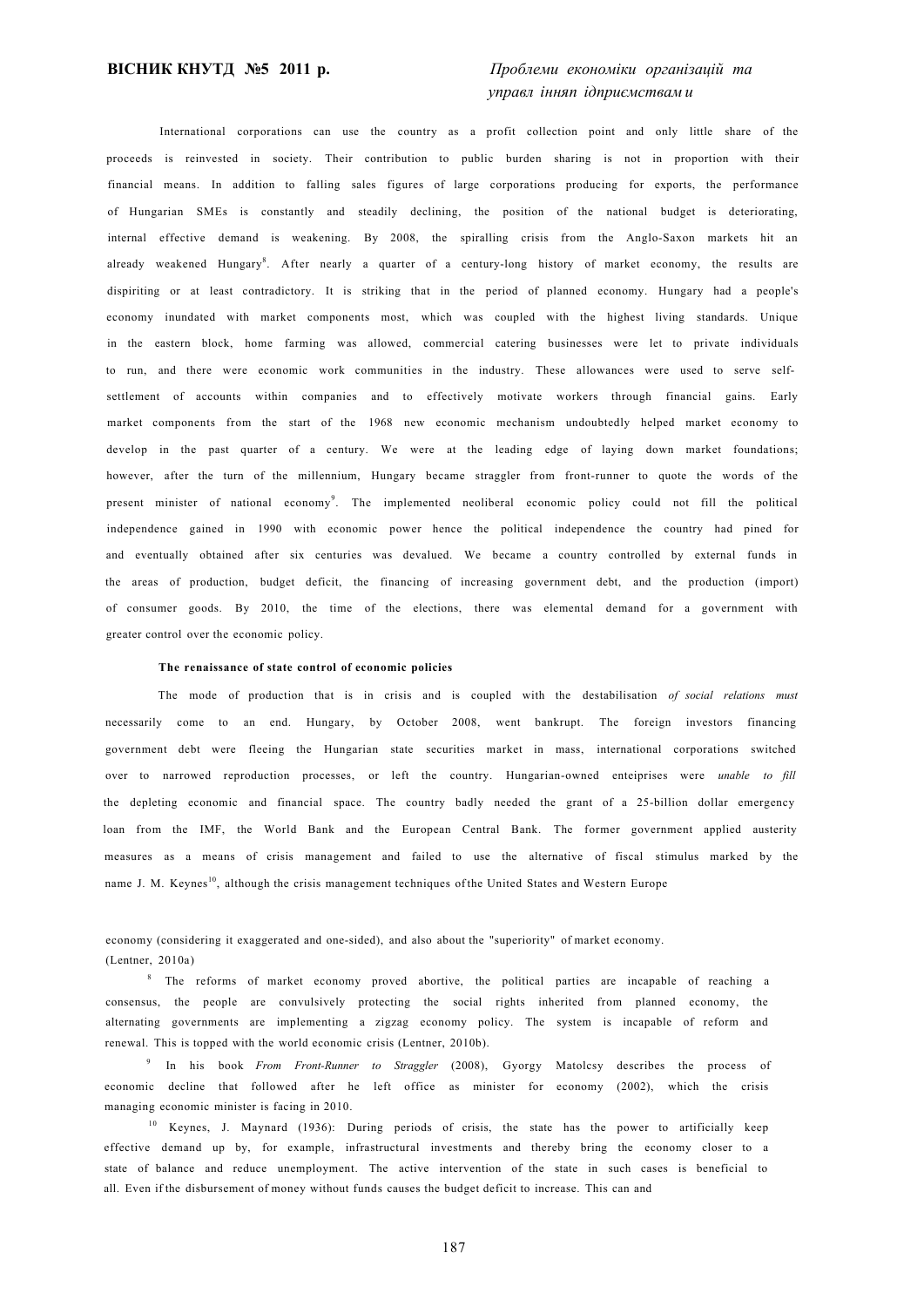International corporations can use the country as a profit collection point and only little share of the proceeds is reinvested in society. Their contribution to public burden sharing is not in proportion with their financial means. In addition to falling sales figures of large corporations producing for exports, the performance of Hungarian SMEs is constantly and steadily declining, the position of the national budget is deteriorating, internal effective demand is weakening. By 2008, the spiralling crisis from the Anglo-Saxon markets hit an already weakened Hungary[8]. After nearly a quarter of a century-long history of market economy, the results are dispiriting or at least contradictory. It is striking that in the period of planned economy. Hungary had a people's economy inundated with market components most, which was coupled with the highest living standards. Unique in the eastern block, home farming was allowed, commercial catering businesses were let to private individuals to run, and there were economic work communities in the industry. These allowances were used to serve self-settlement of accounts within companies and to effectively motivate workers through financial gains. Early market components from the start of the 1968 new economic mechanism undoubtedly helped market economy to develop in the past quarter of a century. We were at the leading edge of laying down market foundations; however, after the turn of the millennium, Hungary became straggler from front-runner to quote the words of the present minister of national economy[9]. The implemented neoliberal economic policy could not fill the political independence gained in 1990 with economic power hence the political independence the country had pined for and eventually obtained after six centuries was devalued. We became a country controlled by external funds in the areas of production, budget deficit, the financing of increasing government debt, and the production (import) of consumer goods. By 2010, the time of the elections, there was elemental demand for a government with greater control over the economic policy.

**The renaissance of state control of economic policies**

The mode of production that is in crisis and is coupled with the destabilisation *of social relations must* necessarily come to an end. Hungary, by October 2008, went bankrupt. The foreign investors financing government debt were fleeing the Hungarian state securities market in mass, international corporations switched over to narrowed reproduction processes, or left the country. Hungarian-owned enteiprises were *unable to fill* the depleting economic and financial space. The country badly needed the grant of a 25-billion dollar emergency loan from the IMF, the World Bank and the European Central Bank. The former government applied austerity measures as a means of crisis management and failed to use the alternative of fiscal stimulus marked by the name J. M. Keynes[10], although the crisis management techniques of the United States and Western Europe

economy (considering it exaggerated and one-sided), and also about the "superiority" of market economy. (Lentner, 2010a)

[8] The reforms of market economy proved abortive, the political parties are incapable of reaching a consensus, the people are convulsively protecting the social rights inherited from planned economy, the alternating governments are implementing a zigzag economy policy. The system is incapable of reform and renewal. This is topped with the world economic crisis (Lentner, 2010b).

[9] In his book *From Front-Runner to Straggler* (2008), Gyorgy Matolcsy describes the process of economic decline that followed after he left office as minister for economy (2002), which the crisis managing economic minister is facing in 2010.

[10] Keynes, J. Maynard (1936): During periods of crisis, the state has the power to artificially keep effective demand up by, for example, infrastructural investments and thereby bring the economy closer to a state of balance and reduce unemployment. The active intervention of the state in such cases is beneficial to all. Even if the disbursement of money without funds causes the budget deficit to increase. This can and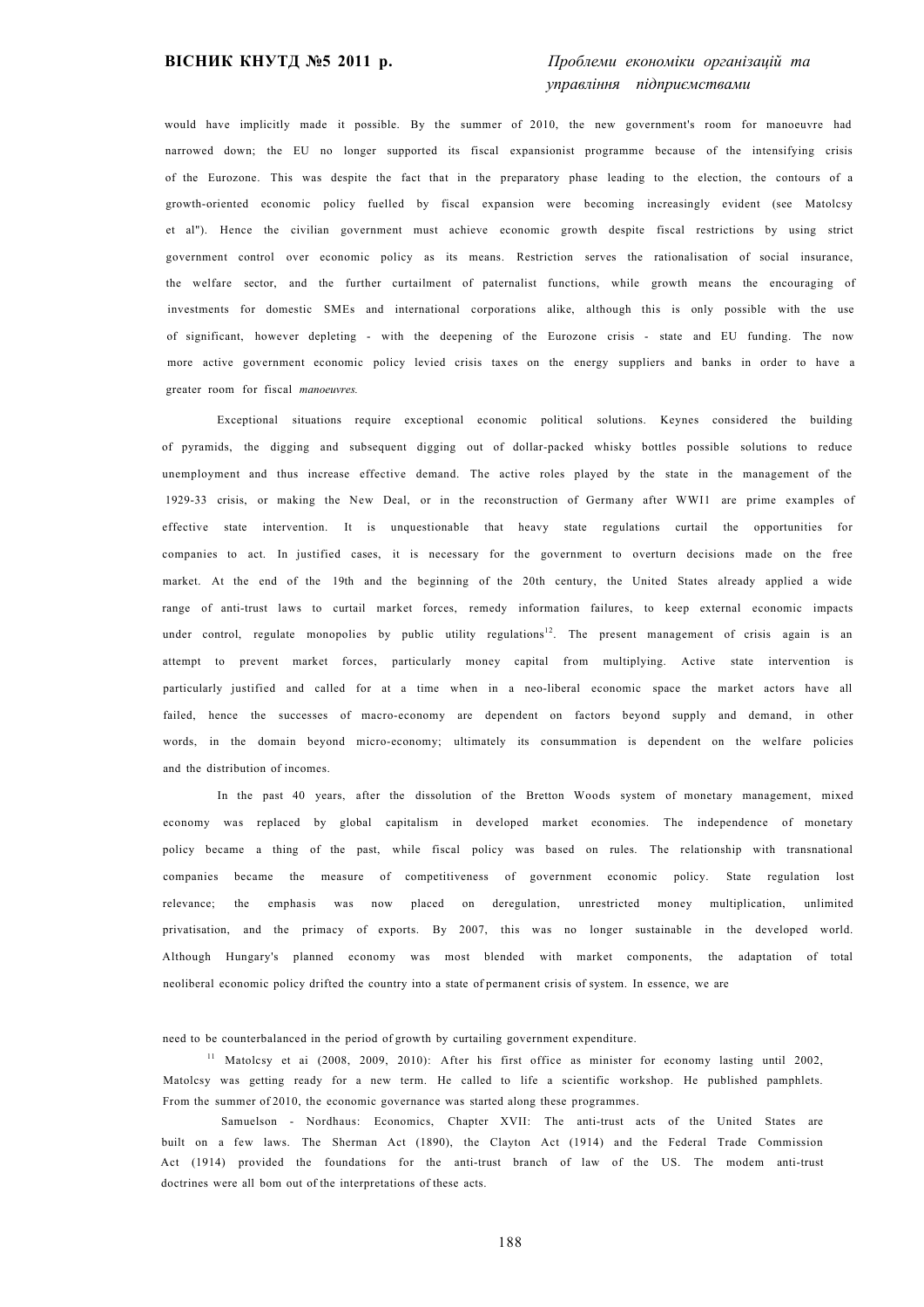would have implicitly made it possible. By the summer of 2010, the new government's room for manoeuvre had narrowed down; the EU no longer supported its fiscal expansionist programme because of the intensifying crisis of the Eurozone. This was despite the fact that in the preparatory phase leading to the election, the contours of a growth-oriented economic policy fuelled by fiscal expansion were becoming increasingly evident (see Matolcsy et al[11]). Hence the civilian government must achieve economic growth despite fiscal restrictions by using strict government control over economic policy as its means. Restriction serves the rationalisation of social insurance, the welfare sector, and the further curtailment of paternalist functions, while growth means the encouraging of investments for domestic SMEs and international corporations alike, although this is only possible with the use of significant, however depleting - with the deepening of the Eurozone crisis - state and EU funding. The now more active government economic policy levied crisis taxes on the energy suppliers and banks in order to have a greater room for fiscal *manoeuvres.*

Exceptional situations require exceptional economic political solutions. Keynes considered the building of pyramids, the digging and subsequent digging out of dollar-packed whisky bottles possible solutions to reduce unemployment and thus increase effective demand. The active roles played by the state in the management of the 1929-33 crisis, or making the New Deal, or in the reconstruction of Germany after WWI1 are prime examples of effective state intervention. It is unquestionable that heavy state regulations curtail the opportunities for companies to act. In justified cases, it is necessary for the government to overturn decisions made on the free market. At the end of the 19th and the beginning of the 20th century, the United States already applied a wide range of anti-trust laws to curtail market forces, remedy information failures, to keep external economic impacts under control, regulate monopolies by public utility regulations[12]. The present management of crisis again is an attempt to prevent market forces, particularly money capital from multiplying. Active state intervention is particularly justified and called for at a time when in a neo-liberal economic space the market actors have all failed, hence the successes of macro-economy are dependent on factors beyond supply and demand, in other words, in the domain beyond micro-economy; ultimately its consummation is dependent on the welfare policies and the distribution of incomes.

In the past 40 years, after the dissolution of the Bretton Woods system of monetary management, mixed economy was replaced by global capitalism in developed market economies. The independence of monetary policy became a thing of the past, while fiscal policy was based on rules. The relationship with transnational companies became the measure of competitiveness of government economic policy. State regulation lost relevance; the emphasis was now placed on deregulation, unrestricted money multiplication, unlimited privatisation, and the primacy of exports. By 2007, this was no longer sustainable in the developed world. Although Hungary's planned economy was most blended with market components, the adaptation of total neoliberal economic policy drifted the country into a state of permanent crisis of system. In essence, we are

---

need to be counterbalanced in the period of growth by curtailing government expenditure.

[11] Matolcsy et ai (2008, 2009, 2010): After his first office as minister for economy lasting until 2002, Matolcsy was getting ready for a new term. He called to life a scientific workshop. He published pamphlets. From the summer of 2010, the economic governance was started along these programmes.

[12] Samuelson - Nordhaus: Economics, Chapter XVII: The anti-trust acts of the United States are built on a few laws. The Sherman Act (1890), the Clayton Act (1914) and the Federal Trade Commission Act (1914) provided the foundations for the anti-trust branch of law of the US. The modem anti-trust doctrines were all bom out of the interpretations of these acts.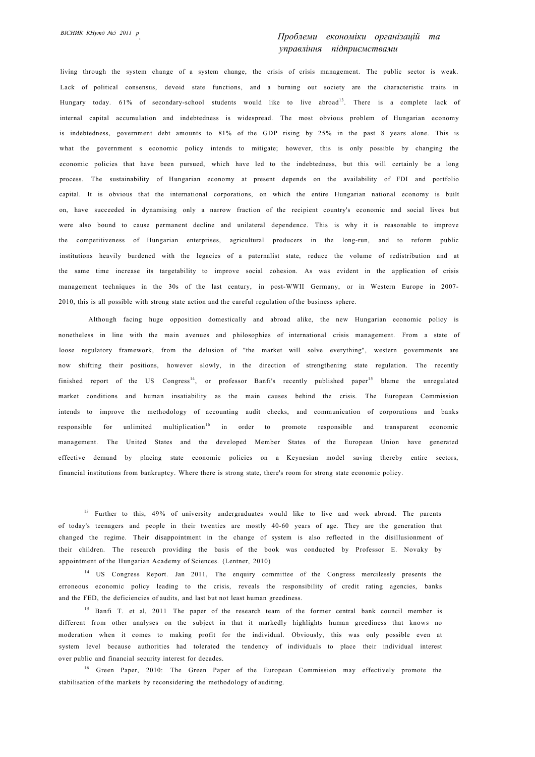living through the system change of a system change, the crisis of crisis management. The public sector is weak. Lack of political consensus, devoid state functions, and a burning out society are the characteristic traits in Hungary today. 61% of secondary-school students would like to live abroad[13]. There is a complete lack of internal capital accumulation and indebtedness is widespread. The most obvious problem of Hungarian economy is indebtedness, government debt amounts to 81% of the GDP rising by 25% in the past 8 years alone. This is what the government s economic policy intends to mitigate; however, this is only possible by changing the economic policies that have been pursued, which have led to the indebtedness, but this will certainly be a long process. The sustainability of Hungarian economy at present depends on the availability of FDI and portfolio capital. It is obvious that the international corporations, on which the entire Hungarian national economy is built on, have succeeded in dynamising only a narrow fraction of the recipient country's economic and social lives but were also bound to cause permanent decline and unilateral dependence. This is why it is reasonable to improve the competitiveness of Hungarian enterprises, agricultural producers in the long-run, and to reform public institutions heavily burdened with the legacies of a paternalist state, reduce the volume of redistribution and at the same time increase its targetability to improve social cohesion. As was evident in the application of crisis management techniques in the 30s of the last century, in post-WWII Germany, or in Western Europe in 2007-2010, this is all possible with strong state action and the careful regulation of the business sphere.

Although facing huge opposition domestically and abroad alike, the new Hungarian economic policy is nonetheless in line with the main avenues and philosophies of international crisis management. From a state of loose regulatory framework, from the delusion of "the market will solve everything", western governments are now shifting their positions, however slowly, in the direction of strengthening state regulation. The recently finished report of the US Congress[14], or professor Banfi's recently published paper[15] blame the unregulated market conditions and human insatiability as the main causes behind the crisis. The European Commission intends to improve the methodology of accounting audit checks, and communication of corporations and banks responsible for unlimited multiplication[16] in order to promote responsible and transparent economic management. The United States and the developed Member States of the European Union have generated effective demand by placing state economic policies on a Keynesian model saving thereby entire sectors, financial institutions from bankruptcy. Where there is strong state, there's room for strong state economic policy.

---

[13] Further to this, 49% of university undergraduates would like to live and work abroad. The parents of today's teenagers and people in their twenties are mostly 40-60 years of age. They are the generation that changed the regime. Their disappointment in the change of system is also reflected in the disillusionment of their children. The research providing the basis of the book was conducted by Professor E. Novaky by appointment of the Hungarian Academy of Sciences. (Lentner, 2010)

[14] US Congress Report. Jan 2011, The enquiry committee of the Congress mercilessly presents the erroneous economic policy leading to the crisis, reveals the responsibility of credit rating agencies, banks and the FED, the deficiencies of audits, and last but not least human greediness.

[15] Banfi T. et al, 2011 The paper of the research team of the former central bank council member is different from other analyses on the subject in that it markedly highlights human greediness that knows no moderation when it comes to making profit for the individual. Obviously, this was only possible even at system level because authorities had tolerated the tendency of individuals to place their individual interest over public and financial security interest for decades.

[16] Green Paper, 2010: The Green Paper of the European Commission may effectively promote the stabilisation of the markets by reconsidering the methodology of auditing.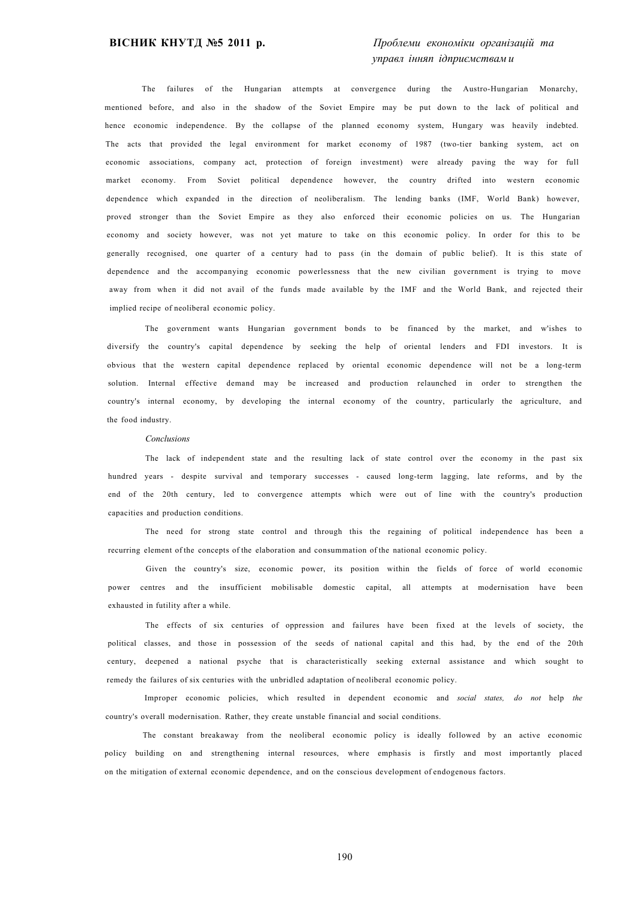The failures of the Hungarian attempts at convergence during the Austro-Hungarian Monarchy, mentioned before, and also in the shadow of the Soviet Empire may be put down to the lack of political and hence economic independence. By the collapse of the planned economy system, Hungary was heavily indebted. The acts that provided the legal environment for market economy of 1987 (two-tier banking system, act on economic associations, company act, protection of foreign investment) were already paving the way for full market economy. From Soviet political dependence however, the country drifted into western economic dependence which expanded in the direction of neoliberalism. The lending banks (IMF, World Bank) however, proved stronger than the Soviet Empire as they also enforced their economic policies on us. The Hungarian economy and society however, was not yet mature to take on this economic policy. In order for this to be generally recognised, one quarter of a century had to pass (in the domain of public belief). It is this state of dependence and the accompanying economic powerlessness that the new civilian government is trying to move away from when it did not avail of the funds made available by the IMF and the World Bank, and rejected their implied recipe of neoliberal economic policy.

The government wants Hungarian government bonds to be financed by the market, and w'ishes to diversify the country's capital dependence by seeking the help of oriental lenders and FDI investors. It is obvious that the western capital dependence replaced by oriental economic dependence will not be a long-term solution. Internal effective demand may be increased and production relaunched in order to strengthen the country's internal economy, by developing the internal economy of the country, particularly the agriculture, and the food industry.

*Conclusions*

The lack of independent state and the resulting lack of state control over the economy in the past six hundred years - despite survival and temporary successes - caused long-term lagging, late reforms, and by the end of the 20th century, led to convergence attempts which were out of line with the country's production capacities and production conditions.

The need for strong state control and through this the regaining of political independence has been a recurring element of the concepts of the elaboration and consummation of the national economic policy.

Given the country's size, economic power, its position within the fields of force of world economic power centres and the insufficient mobilisable domestic capital, all attempts at modernisation have been exhausted in futility after a while.

The effects of six centuries of oppression and failures have been fixed at the levels of society, the political classes, and those in possession of the seeds of national capital and this had, by the end of the 20th century, deepened a national psyche that is characteristically seeking external assistance and which sought to remedy the failures of six centuries with the unbridled adaptation of neoliberal economic policy.

Improper economic policies, which resulted in dependent economic and *social states, do not* help *the* country's overall modernisation. Rather, they create unstable financial and social conditions.

The constant breakaway from the neoliberal economic policy is ideally followed by an active economic policy building on and strengthening internal resources, where emphasis is firstly and most importantly placed on the mitigation of external economic dependence, and on the conscious development of endogenous factors.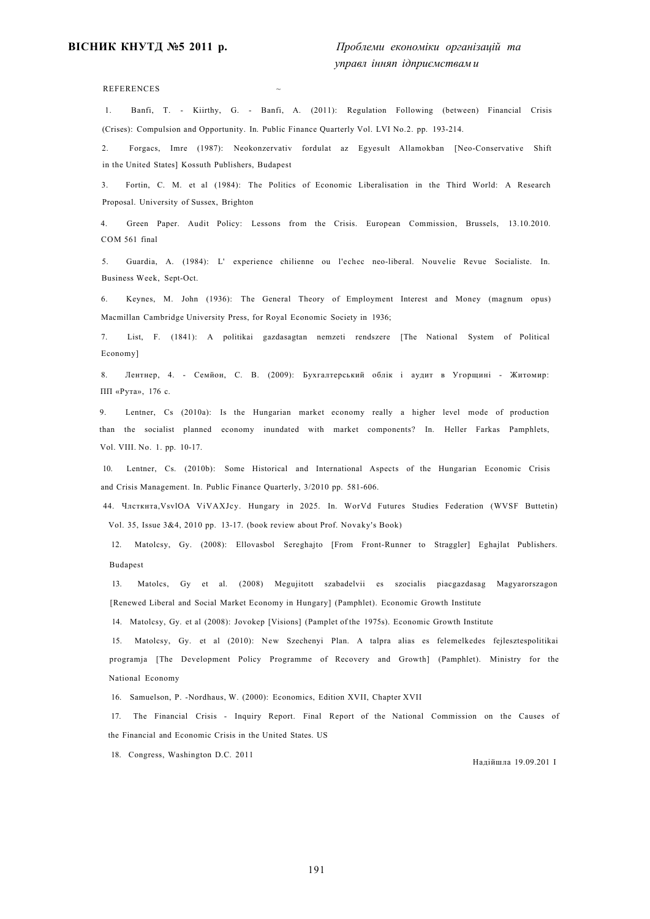REFERENCES

1. Banfi, T. - Kiirthy, G. - Banfi, A. (2011): Regulation Following (between) Financial Crisis (Crises): Compulsion and Opportunity. In. Public Finance Quarterly Vol. LVI No.2. pp. 193-214.

2. Forgacs, Imre (1987): Neokonzervativ fordulat az Egyesult Allamokban [Neo-Conservative Shift in the United States] Kossuth Publishers, Budapest

3. Fortin, C. M. et al (1984): The Politics of Economic Liberalisation in the Third World: A Research Proposal. University of Sussex, Brighton

4. Green Paper. Audit Policy: Lessons from the Crisis. European Commission, Brussels, 13.10.2010. COM 561 final

5. Guardia, A. (1984): L' experience chilienne ou l'echec neo-liberal. Nouvelie Revue Socialiste. In. Business Week, Sept-Oct.

6. Keynes, M. John (1936): The General Theory of Employment Interest and Money (magnum opus) Macmillan Cambridge University Press, for Royal Economic Society in 1936;

7. List, F. (1841): A politikai gazdasagtan nemzeti rendszere [The National System of Political Economy]

8. Лентнер, 4. - Семйон, С. В. (2009): Бухгалтерський облік і аудит в Угорщині - Житомир: ПП «Рута», 176 с.

9. Lentner, Cs (2010a): Is the Hungarian market economy really a higher level mode of production than the socialist planned economy inundated with market components? In. Heller Farkas Pamphlets, Vol. VIII. No. 1. pp. 10-17.

10. Lentner, Cs. (2010b): Some Historical and International Aspects of the Hungarian Economic Crisis and Crisis Management. In. Public Finance Quarterly, 3/2010 pp. 581-606.

44. Члсткита,VsvlOA ViVAXJcy. Hungary in 2025. In. WorVd Futures Studies Federation (WVSF Buttetin) Vol. 35, Issue 3&4, 2010 pp. 13-17. (book review about Prof. Novaky's Book)

12. Matolcsy, Gy. (2008): Ellovasbol Sereghajto [From Front-Runner to Straggler] Eghajlat Publishers. Budapest

13. Matolcs, Gy et al. (2008) Megujitott szabadelvii es szocialis piacgazdasag Magyarorszagon [Renewed Liberal and Social Market Economy in Hungary] (Pamphlet). Economic Growth Institute

14. Matolcsy, Gy. et al (2008): Jovokep [Visions] (Pamplet of the 1975s). Economic Growth Institute

15. Matolcsy, Gy. et al (2010): New Szechenyi Plan. A talpra alias es felemelkedes fejlesztespolitikai programja [The Development Policy Programme of Recovery and Growth] (Pamphlet). Ministry for the National Economy

16. Samuelson, P. -Nordhaus, W. (2000): Economics, Edition XVII, Chapter XVII

17. The Financial Crisis - Inquiry Report. Final Report of the National Commission on the Causes of the Financial and Economic Crisis in the United States. US

18. Congress, Washington D.C. 2011

Надійшла 19.09.201 I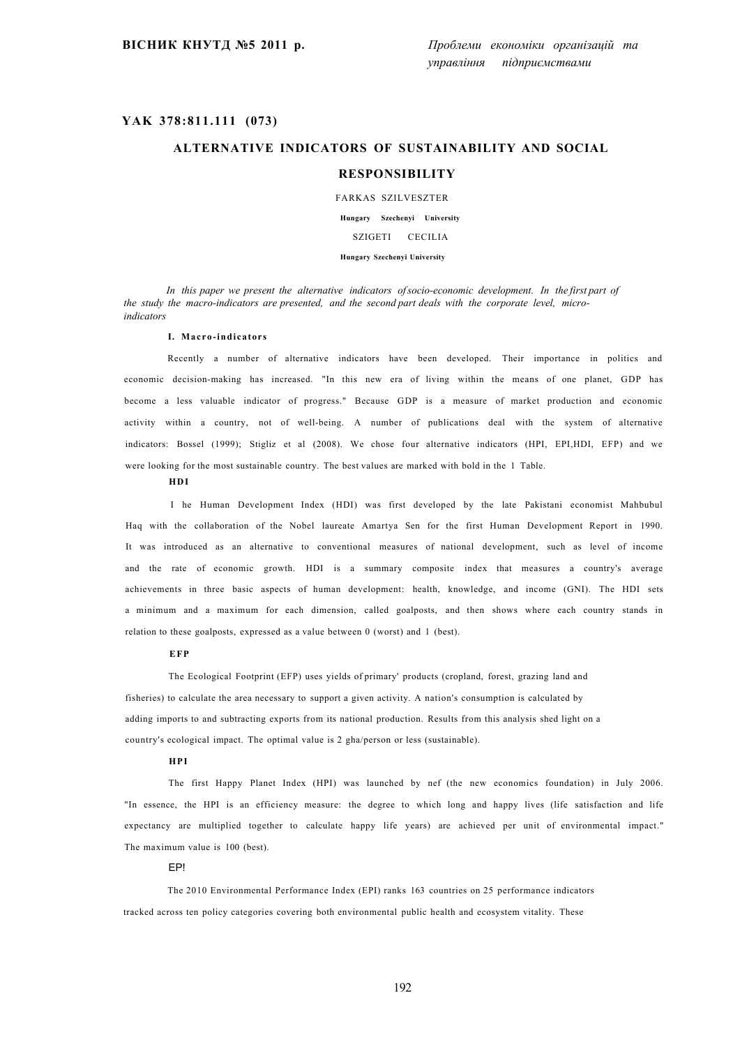### YAK 378:811.111 (073)

# ALTERNATIVE INDICATORS OF SUSTAINABILITY AND SOCIAL RESPONSIBILITY

FARKAS SZILVESZTER

**Hungary Szechenyi University**

SZIGETI CECILIA

**Hungary Szechenyi University**

*In this paper we present the alternative indicators of socio-economic development. In the first part of the study the macro-indicators are presented, and the second part deals with the corporate level, micro-indicators*

## I. Macro-indicators

Recently a number of alternative indicators have been developed. Their importance in politics and economic decision-making has increased. "In this new era of living within the means of one planet, GDP has become a less valuable indicator of progress." Because GDP is a measure of market production and economic activity within a country, not of well-being. A number of publications deal with the system of alternative indicators: Bossel (1999); Stigliz et al (2008). We chose four alternative indicators (HPI, EPI,HDI, EFP) and we were looking for the most sustainable country. The best values are marked with bold in the 1 Table.

### HDI

I he Human Development Index (HDI) was first developed by the late Pakistani economist Mahbubul Haq with the collaboration of the Nobel laureate Amartya Sen for the first Human Development Report in 1990. It was introduced as an alternative to conventional measures of national development, such as level of income and the rate of economic growth. HDI is a summary composite index that measures a country's average achievements in three basic aspects of human development: health, knowledge, and income (GNI). The HDI sets a minimum and a maximum for each dimension, called goalposts, and then shows where each country stands in relation to these goalposts, expressed as a value between 0 (worst) and 1 (best).

### EFP

The Ecological Footprint (EFP) uses yields of primary' products (cropland, forest, grazing land and fisheries) to calculate the area necessary to support a given activity. A nation's consumption is calculated by adding imports to and subtracting exports from its national production. Results from this analysis shed light on a country's ecological impact. The optimal value is 2 gha/person or less (sustainable).

### HPI

The first Happy Planet Index (HPI) was launched by nef (the new economics foundation) in July 2006. "In essence, the HPI is an efficiency measure: the degree to which long and happy lives (life satisfaction and life expectancy are multiplied together to calculate happy life years) are achieved per unit of environmental impact." The maximum value is 100 (best).

### EP!

The 2010 Environmental Performance Index (EPI) ranks 163 countries on 25 performance indicators tracked across ten policy categories covering both environmental public health and ecosystem vitality. These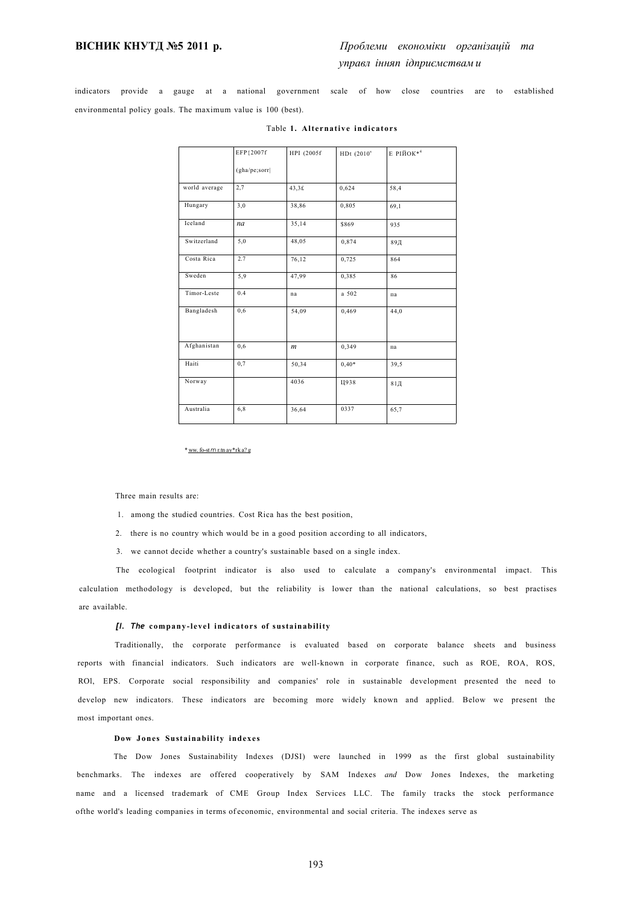indicators provide a gauge at a national government scale of how close countries are to established environmental policy goals. The maximum value is 100 (best).

Table **1. Alternative indicators**

| | EFP{2007f (gha/pe;sorr\| | HPI (2005f | HDt (2010' | E PIЙOK*' |
|---|---|---|---|---|
| world average | 2,7 | 43,3£ | 0,624 | 58,4 |
| Hungary | 3,0 | 38,86 | 0,805 | 69,1 |
| Iceland | *na* | 35,14 | $869 | 935 |
| Switzerland | 5,0 | 48,05 | 0,874 | 89Д |
| Costa Rica | 2.7 | 76,12 | 0,725 | 864 |
| Sweden | 5,9 | 47,99 | 0,385 | 86 |
| Timor-Leste | 0.4 | na | a 502 | na |
| Bangladesh | 0,6 | 54,09 | 0,469 | 44,0 |
| Afghanistan | 0,6 | *m* | 0,349 | na |
| Haiti | 0,7 | 50,34 | 0,40* | 39,5 |
| Norway | | 4036 | Ц938 | 81Д |
| Australia | 6,8 | 36,64 | 0337 | 65,7 |

* ww. fo-st m r.tn ay*rk a? g

Three main results are:

1. among the studied countries. Cost Rica has the best position,
2. there is no country which would be in a good position according to all indicators,
3. we cannot decide whether a country's sustainable based on a single index.

The ecological footprint indicator is also used to calculate a company's environmental impact. This calculation methodology is developed, but the reliability is lower than the national calculations, so best practises are available.

### *[I. The* company-level indicators of sustainability

Traditionally, the corporate performance is evaluated based on corporate balance sheets and business reports with financial indicators. Such indicators are well-known in corporate finance, such as ROE, ROA, ROS, ROl, EPS. Corporate social responsibility and companies' role in sustainable development presented the need to develop new indicators. These indicators are becoming more widely known and applied. Below we present the most important ones.

**Dow Jones Sustainability indexes**

The Dow Jones Sustainability Indexes (DJSI) were launched in 1999 as the first global sustainability benchmarks. The indexes are offered cooperatively by SAM Indexes *and* Dow Jones Indexes, the marketing name and a licensed trademark of CME Group Index Services LLC. The family tracks the stock performance ofthe world's leading companies in terms of economic, environmental and social criteria. The indexes serve as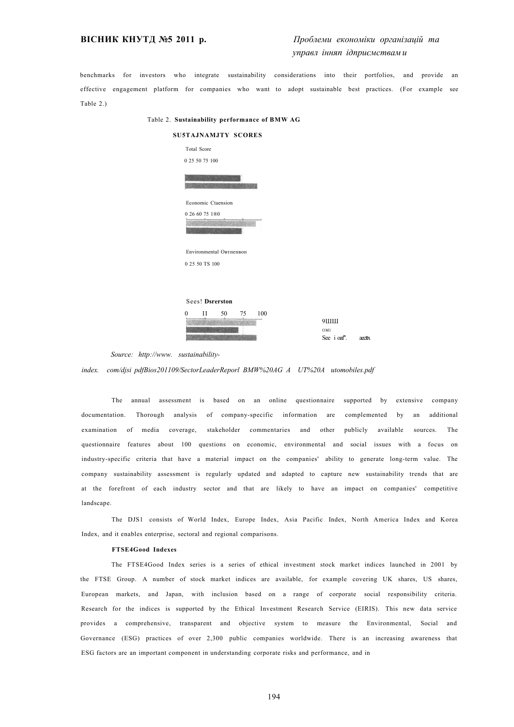benchmarks for investors who integrate sustainability considerations into their portfolios, and provide an effective engagement platform for companies who want to adopt sustainable best practices. (For example see Table 2.)

Table 2. **Sustainability performance of BMW AG**

**SU5TAJNAMJTY SCORES**

Total Score

0 25 50 75 100

Economic Ctaension

0 26 60 75 1®0

Environmental Овтпепвоп

0 25 50 TS 100

Sees! **Dsrerston**

0 II 50 75 100

9ШШ

OM1

See i oaf". acctx

*Source: http://www. sustainability-index. com/djsi pdfBios201109/SectorLeaderReporl BMW%20AG A UT%20A utomobiles.pdf*

The annual assessment is based on an online questionnaire supported by extensive company documentation. Thorough analysis of company-specific information are complemented by an additional examination of media coverage, stakeholder commentaries and other publicly available sources. The questionnaire features about 100 questions on economic, environmental and social issues with a focus on industry-specific criteria that have a material impact on the companies' ability to generate long-term value. The company sustainability assessment is regularly updated and adapted to capture new sustainability trends that are at the forefront of each industry sector and that are likely to have an impact on companies' competitive landscape.

The DJS1 consists of World Index, Europe Index, Asia Pacific Index, North America Index and Korea Index, and it enables enterprise, sectoral and regional comparisons.

**FTSE4Good Indexes**

The FTSE4Good Index series is a series of ethical investment stock market indices launched in 2001 by the FTSE Group. A number of stock market indices are available, for example covering UK shares, US shares, European markets, and Japan, with inclusion based on a range of corporate social responsibility criteria. Research for the indices is supported by the Ethical Investment Research Service (EIRIS). This new data service provides a comprehensive, transparent and objective system to measure the Environmental, Social and Governance (ESG) practices of over 2,300 public companies worldwide. There is an increasing awareness that ESG factors are an important component in understanding corporate risks and performance, and in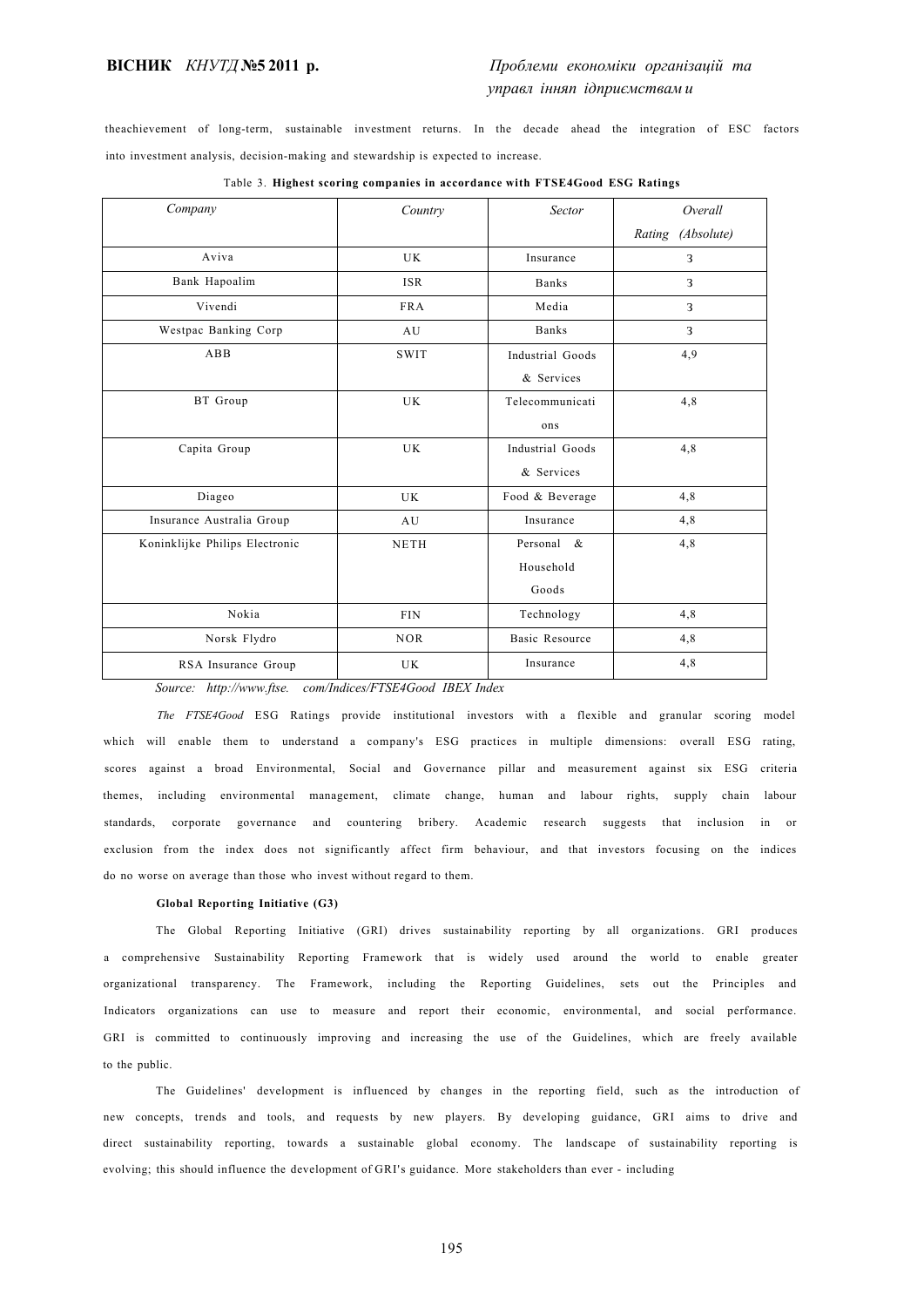theachievement of long-term, sustainable investment returns. In the decade ahead the integration of ESC factors into investment analysis, decision-making and stewardship is expected to increase.

Table 3. **Highest scoring companies in accordance with FTSE4Good ESG Ratings**

| *Company* | *Country* | *Sector* | *Overall Rating (Absolute)* |
|---|---|---|---|
| Aviva | UK | Insurance | 3 |
| Bank Hapoalim | ISR | Banks | 3 |
| Vivendi | FRA | Media | 3 |
| Westpac Banking Corp | AU | Banks | 3 |
| ABB | SWIT | Industrial Goods & Services | 4,9 |
| BT Group | UK | Telecommunications | 4,8 |
| Capita Group | UK | Industrial Goods & Services | 4,8 |
| Diageo | UK | Food & Beverage | 4,8 |
| Insurance Australia Group | AU | Insurance | 4,8 |
| Koninklijke Philips Electronic | NETH | Personal & Household Goods | 4,8 |
| Nokia | FIN | Technology | 4,8 |
| Norsk Flydro | NOR | Basic Resource | 4,8 |
| RSA Insurance Group | UK | Insurance | 4,8 |

*Source: http://www.ftse. com/Indices/FTSE4Good IBEX Index*

*The FTSE4Good* ESG Ratings provide institutional investors with a flexible and granular scoring model which will enable them to understand a company's ESG practices in multiple dimensions: overall ESG rating, scores against a broad Environmental, Social and Governance pillar and measurement against six ESG criteria themes, including environmental management, climate change, human and labour rights, supply chain labour standards, corporate governance and countering bribery. Academic research suggests that inclusion in or exclusion from the index does not significantly affect firm behaviour, and that investors focusing on the indices do no worse on average than those who invest without regard to them.

**Global Reporting Initiative (G3)**

The Global Reporting Initiative (GRI) drives sustainability reporting by all organizations. GRI produces a comprehensive Sustainability Reporting Framework that is widely used around the world to enable greater organizational transparency. The Framework, including the Reporting Guidelines, sets out the Principles and Indicators organizations can use to measure and report their economic, environmental, and social performance. GRI is committed to continuously improving and increasing the use of the Guidelines, which are freely available to the public.

The Guidelines' development is influenced by changes in the reporting field, such as the introduction of new concepts, trends and tools, and requests by new players. By developing guidance, GRI aims to drive and direct sustainability reporting, towards a sustainable global economy. The landscape of sustainability reporting is evolving; this should influence the development of GRI's guidance. More stakeholders than ever - including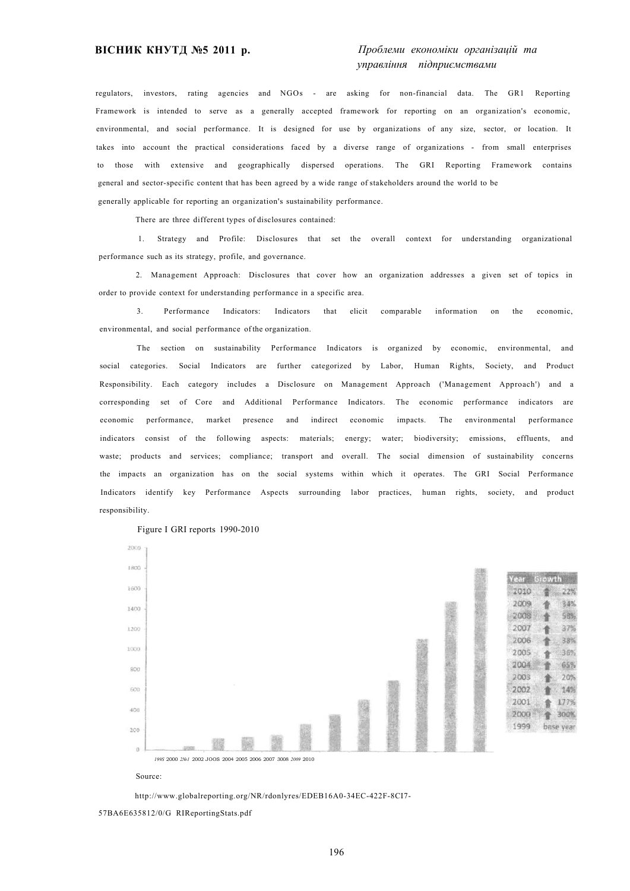regulators, investors, rating agencies and NGOs - are asking for non-financial data. The GRI Reporting Framework is intended to serve as a generally accepted framework for reporting on an organization's economic, environmental, and social performance. It is designed for use by organizations of any size, sector, or location. It takes into account the practical considerations faced by a diverse range of organizations - from small enterprises to those with extensive and geographically dispersed operations. The GRI Reporting Framework contains general and sector-specific content that has been agreed by a wide range of stakeholders around the world to be generally applicable for reporting an organization's sustainability performance.

There are three different types of disclosures contained:

1. Strategy and Profile: Disclosures that set the overall context for understanding organizational performance such as its strategy, profile, and governance.

2. Management Approach: Disclosures that cover how an organization addresses a given set of topics in order to provide context for understanding performance in a specific area.

3. Performance Indicators: Indicators that elicit comparable information on the economic, environmental, and social performance of the organization.

The section on sustainability Performance Indicators is organized by economic, environmental, and social categories. Social Indicators are further categorized by Labor, Human Rights, Society, and Product Responsibility. Each category includes a Disclosure on Management Approach ('Management Approach') and a corresponding set of Core and Additional Performance Indicators. The economic performance indicators are economic performance, market presence and indirect economic impacts. The environmental performance indicators consist of the following aspects: materials; energy; water; biodiversity; emissions, effluents, and waste; products and services; compliance; transport and overall. The social dimension of sustainability concerns the impacts an organization has on the social systems within which it operates. The GRI Social Performance Indicators identify key Performance Aspects surrounding labor practices, human rights, society, and product responsibility.

Figure I GRI reports 1990-2010

2000
1800
1600
1400
1200
1000
800
600
400
200
0

1998 2000 2001 2002 2003 2004 2005 2006 2007 2008 2009 2010

Year Growth
2010 22%
2009 34%
2008 58%
2007 37%
2006 38%
2005 36%
2004 65%
2003 20%
2002 14%
2001 177%
2000 300%
1999 base year

Source:

http://www.globalreporting.org/NR/rdonlyres/EDEB16A0-34EC-422F-8CI7-57BA6E635812/0/G RIReportingStats.pdf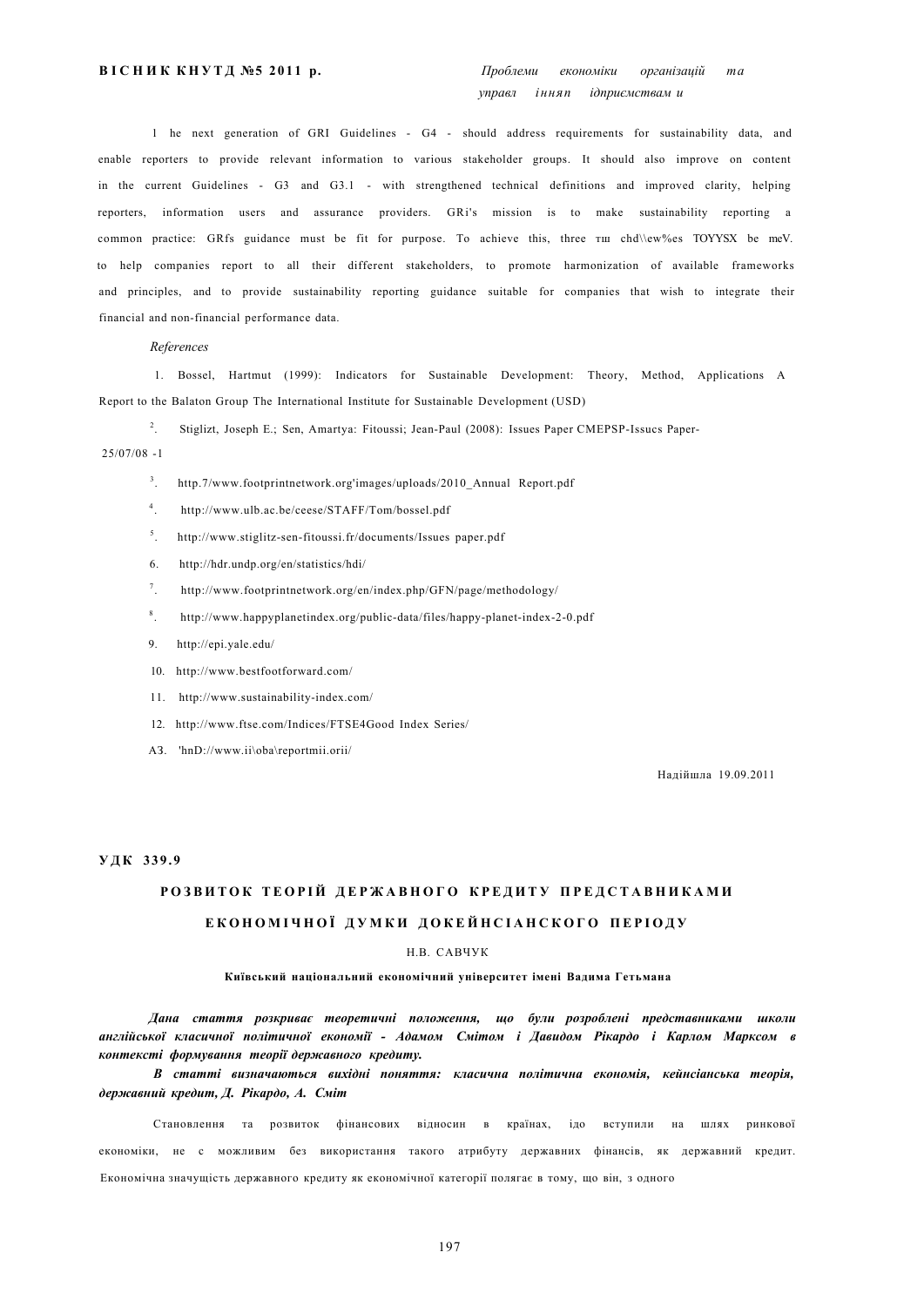1 he next generation of GRI Guidelines - G4 - should address requirements for sustainability data, and enable reporters to provide relevant information to various stakeholder groups. It should also improve on content in the current Guidelines - G3 and G3.1 - with strengthened technical definitions and improved clarity, helping reporters, information users and assurance providers. GRi's mission is to make sustainability reporting a common practice: GRfs guidance must be fit for purpose. To achieve this, three тш chd\\ew%es TOYYSX be meV. to help companies report to all their different stakeholders, to promote harmonization of available frameworks and principles, and to provide sustainability reporting guidance suitable for companies that wish to integrate their financial and non-financial performance data.

*References*

1. Bossel, Hartmut (1999): Indicators for Sustainable Development: Theory, Method, Applications A Report to the Balaton Group The International Institute for Sustainable Development (USD)
2. Stiglizt, Joseph E.; Sen, Amartya: Fitoussi; Jean-Paul (2008): Issues Paper CMEPSP-Issucs Paper-25/07/08 -1
3. http.7/www.footprintnetwork.org'images/uploads/2010_Annual Report.pdf
4. http://www.ulb.ac.be/ceese/STAFF/Tom/bossel.pdf
5. http://www.stiglitz-sen-fitoussi.fr/documents/Issues paper.pdf
6. http://hdr.undp.org/en/statistics/hdi/
7. http://www.footprintnetwork.org/en/index.php/GFN/page/methodology/
8. http://www.happyplanetindex.org/public-data/files/happy-planet-index-2-0.pdf
9. http://epi.yale.edu/
10. http://www.bestfootforward.com/
11. http://www.sustainability-index.com/
12. http://www.ftse.com/Indices/FTSE4Good Index Series/

A3. 'hnD://www.ii\oba\reportmii.orii/

Надійшла 19.09.2011

**УДК 339.9**

## РОЗВИТОК ТЕОРІЙ ДЕРЖАВНОГО КРЕДИТУ ПРЕДСТАВНИКАМИ ЕКОНОМІЧНОЇ ДУМКИ ДОКЕЙНСІАНСКОГО ПЕРІОДУ

Н.В. САВЧУК

**Київський національний економічний університет імені Вадима Гетьмана**

***Дана стаття розкриває теоретичні положення, що були розроблені представниками школи англійської класичної політичної економії - Адамом Смітом і Давидом Рікардо і Карлом Марксом в контексті формування теорії державного кредиту.***

***В статті визначаються вихідні поняття: класична політична економія, кейнсіанська теорія, державний кредит, Д. Рікардо, А. Сміт***

Становлення та розвиток фінансових відносин в країнах, іdо вступили на шлях ринкової економіки, не с можливим без використання такого атрибуту державних фінансів, як державний кредит. Економічна значущість державного кредиту як економічної категорії полягає в тому, що він, з одного